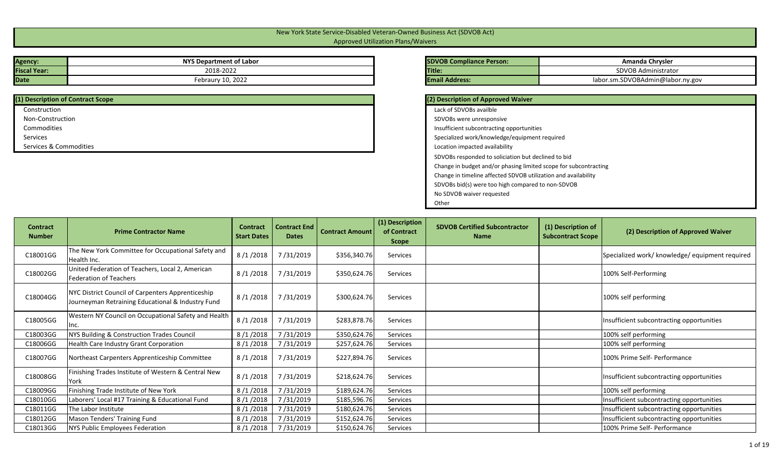# New York State Service-Disabled Veteran-Owned Business Act (SDVOB Act)

## Approved Utilization Plans/Waivers

| | |
|---|---|
| **Agency:** | NYS Department of Labor |
| **Fiscal Year:** | 2018-2022 |
| **Date** | Febraury 10, 2022 |

| | |
|---|---|
| **SDVOB Compliance Person:** | Amanda Chrysler |
| **Title:** | SDVOB Administrator |
| **Email Address:** | labor.sm.SDVOBAdmin@labor.ny.gov |

| (1) Description of Contract Scope |
|---|
| Construction |
| Non-Construction |
| Commodities |
| Services |
| Services & Commodities |

| (2) Description of Approved Waiver |
|---|
| Lack of SDVOBs availble |
| SDVOBs were unresponsive |
| Insufficient subcontracting opportunities |
| Specialized work/knowledge/equipment required |
| Location impacted availability |
| SDVOBs responded to soliciation but declined to bid |
| Change in budget and/or phasing limited scope for subcontracting |
| Change in timeline affected SDVOB utilization and availability |
| SDVOBs bid(s) were too high compared to non-SDVOB |
| No SDVOB waiver requested |
| Other |

| Contract Number | Prime Contractor Name | Contract Start Dates | Contract End Dates | Contract Amount | (1) Description of Contract Scope | SDVOB Certified Subcontractor Name | (1) Description of Subcontract Scope | (2) Description of Approved Waiver |
|---|---|---|---|---|---|---|---|---|
| C18001GG | The New York Committee for Occupational Safety and Health Inc. | 8 /1 /2018 | 7 /31/2019 | $356,340.76 | Services | | | Specialized work/ knowledge/ equipment required |
| C18002GG | United Federation of Teachers, Local 2, American Federation of Teachers | 8 /1 /2018 | 7 /31/2019 | $350,624.76 | Services | | | 100% Self-Performing |
| C18004GG | NYC District Council of Carpenters Apprenticeship Journeyman Retraining Educational & Industry Fund | 8 /1 /2018 | 7 /31/2019 | $300,624.76 | Services | | | 100% self performing |
| C18005GG | Western NY Council on Occupational Safety and Health Inc. | 8 /1 /2018 | 7 /31/2019 | $283,878.76 | Services | | | Insufficient subcontracting opportunities |
| C18003GG | NYS Building & Construction Trades Council | 8 /1 /2018 | 7 /31/2019 | $350,624.76 | Services | | | 100% self performing |
| C18006GG | Health Care Industry Grant Corporation | 8 /1 /2018 | 7 /31/2019 | $257,624.76 | Services | | | 100% self performing |
| C18007GG | Northeast Carpenters Apprenticeship Committee | 8 /1 /2018 | 7 /31/2019 | $227,894.76 | Services | | | 100% Prime Self- Performance |
| C18008GG | Finishing Trades Institute of Western & Central New York | 8 /1 /2018 | 7 /31/2019 | $218,624.76 | Services | | | Insufficient subcontracting opportunities |
| C18009GG | Finishing Trade Institute of New York | 8 /1 /2018 | 7 /31/2019 | $189,624.76 | Services | | | 100% self performing |
| C18010GG | Laborers' Local #17 Training & Educational Fund | 8 /1 /2018 | 7 /31/2019 | $185,596.76 | Services | | | Insufficient subcontracting opportunities |
| C18011GG | The Labor Institute | 8 /1 /2018 | 7 /31/2019 | $180,624.76 | Services | | | Insufficient subcontracting opportunities |
| C18012GG | Mason Tenders' Training Fund | 8 /1 /2018 | 7 /31/2019 | $152,624.76 | Services | | | Insufficient subcontracting opportunities |
| C18013GG | NYS Public Employees Federation | 8 /1 /2018 | 7 /31/2019 | $150,624.76 | Services | | | 100% Prime Self- Performance |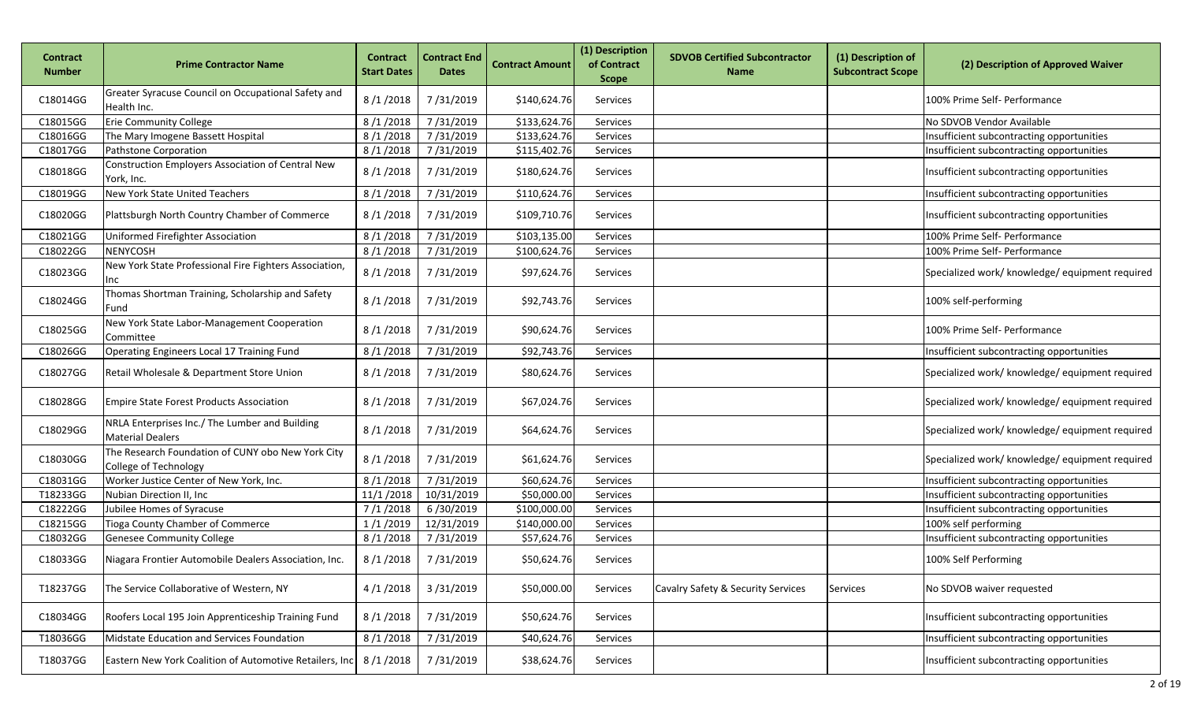| Contract Number | Prime Contractor Name | Contract Start Dates | Contract End Dates | Contract Amount | (1) Description of Contract Scope | SDVOB Certified Subcontractor Name | (1) Description of Subcontract Scope | (2) Description of Approved Waiver |
|---|---|---|---|---|---|---|---|---|
| C18014GG | Greater Syracuse Council on Occupational Safety and Health Inc. | 8 /1 /2018 | 7 /31/2019 | $140,624.76 | Services | | | 100% Prime Self- Performance |
| C18015GG | Erie Community College | 8 /1 /2018 | 7 /31/2019 | $133,624.76 | Services | | | No SDVOB Vendor Available |
| C18016GG | The Mary Imogene Bassett Hospital | 8 /1 /2018 | 7 /31/2019 | $133,624.76 | Services | | | Insufficient subcontracting opportunities |
| C18017GG | Pathstone Corporation | 8 /1 /2018 | 7 /31/2019 | $115,402.76 | Services | | | Insufficient subcontracting opportunities |
| C18018GG | Construction Employers Association of Central New York, Inc. | 8 /1 /2018 | 7 /31/2019 | $180,624.76 | Services | | | Insufficient subcontracting opportunities |
| C18019GG | New York State United Teachers | 8 /1 /2018 | 7 /31/2019 | $110,624.76 | Services | | | Insufficient subcontracting opportunities |
| C18020GG | Plattsburgh North Country Chamber of Commerce | 8 /1 /2018 | 7 /31/2019 | $109,710.76 | Services | | | Insufficient subcontracting opportunities |
| C18021GG | Uniformed Firefighter Association | 8 /1 /2018 | 7 /31/2019 | $103,135.00 | Services | | | 100% Prime Self- Performance |
| C18022GG | NENYCOSH | 8 /1 /2018 | 7 /31/2019 | $100,624.76 | Services | | | 100% Prime Self- Performance |
| C18023GG | New York State Professional Fire Fighters Association, Inc | 8 /1 /2018 | 7 /31/2019 | $97,624.76 | Services | | | Specialized work/ knowledge/ equipment required |
| C18024GG | Thomas Shortman Training, Scholarship and Safety Fund | 8 /1 /2018 | 7 /31/2019 | $92,743.76 | Services | | | 100% self-performing |
| C18025GG | New York State Labor-Management Cooperation Committee | 8 /1 /2018 | 7 /31/2019 | $90,624.76 | Services | | | 100% Prime Self- Performance |
| C18026GG | Operating Engineers Local 17 Training Fund | 8 /1 /2018 | 7 /31/2019 | $92,743.76 | Services | | | Insufficient subcontracting opportunities |
| C18027GG | Retail Wholesale & Department Store Union | 8 /1 /2018 | 7 /31/2019 | $80,624.76 | Services | | | Specialized work/ knowledge/ equipment required |
| C18028GG | Empire State Forest Products Association | 8 /1 /2018 | 7 /31/2019 | $67,024.76 | Services | | | Specialized work/ knowledge/ equipment required |
| C18029GG | NRLA Enterprises Inc./ The Lumber and Building Material Dealers | 8 /1 /2018 | 7 /31/2019 | $64,624.76 | Services | | | Specialized work/ knowledge/ equipment required |
| C18030GG | The Research Foundation of CUNY obo New York City College of Technology | 8 /1 /2018 | 7 /31/2019 | $61,624.76 | Services | | | Specialized work/ knowledge/ equipment required |
| C18031GG | Worker Justice Center of New York, Inc. | 8 /1 /2018 | 7 /31/2019 | $60,624.76 | Services | | | Insufficient subcontracting opportunities |
| T18233GG | Nubian Direction II, Inc | 11/1 /2018 | 10/31/2019 | $50,000.00 | Services | | | Insufficient subcontracting opportunities |
| C18222GG | Jubilee Homes of Syracuse | 7 /1 /2018 | 6 /30/2019 | $100,000.00 | Services | | | Insufficient subcontracting opportunities |
| C18215GG | Tioga County Chamber of Commerce | 1 /1 /2019 | 12/31/2019 | $140,000.00 | Services | | | 100% self performing |
| C18032GG | Genesee Community College | 8 /1 /2018 | 7 /31/2019 | $57,624.76 | Services | | | Insufficient subcontracting opportunities |
| C18033GG | Niagara Frontier Automobile Dealers Association, Inc. | 8 /1 /2018 | 7 /31/2019 | $50,624.76 | Services | | | 100% Self Performing |
| T18237GG | The Service Collaborative of Western, NY | 4 /1 /2018 | 3 /31/2019 | $50,000.00 | Services | Cavalry Safety & Security Services | Services | No SDVOB waiver requested |
| C18034GG | Roofers Local 195 Join Apprenticeship Training Fund | 8 /1 /2018 | 7 /31/2019 | $50,624.76 | Services | | | Insufficient subcontracting opportunities |
| T18036GG | Midstate Education and Services Foundation | 8 /1 /2018 | 7 /31/2019 | $40,624.76 | Services | | | Insufficient subcontracting opportunities |
| T18037GG | Eastern New York Coalition of Automotive Retailers, Inc | 8 /1 /2018 | 7 /31/2019 | $38,624.76 | Services | | | Insufficient subcontracting opportunities |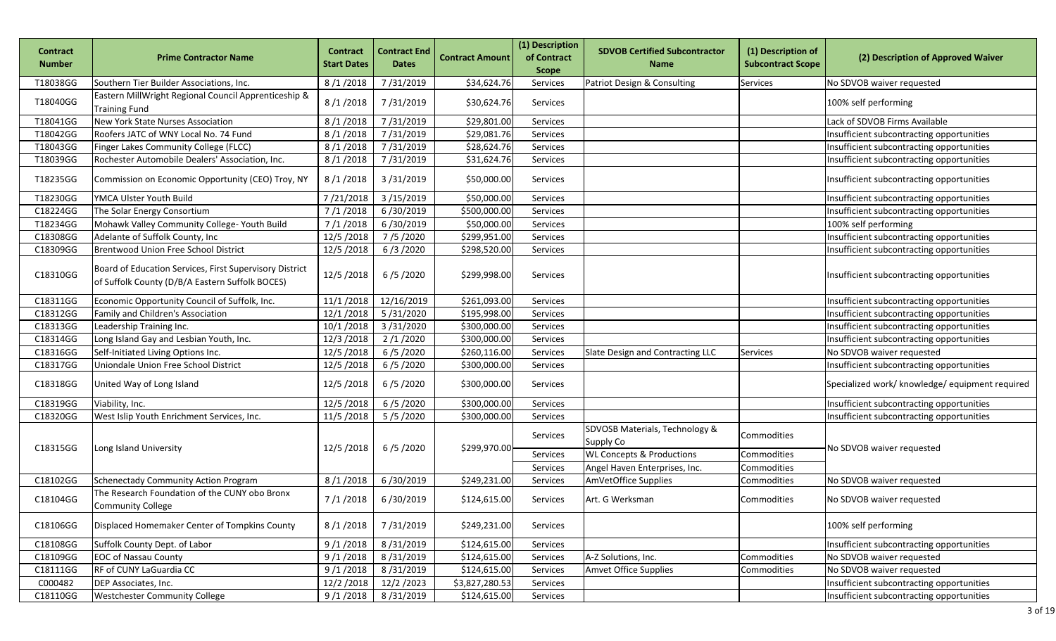| Contract Number | Prime Contractor Name | Contract Start Dates | Contract End Dates | Contract Amount | (1) Description of Contract Scope | SDVOB Certified Subcontractor Name | (1) Description of Subcontract Scope | (2) Description of Approved Waiver |
|---|---|---|---|---|---|---|---|---|
| T18038GG | Southern Tier Builder Associations, Inc. | 8 /1 /2018 | 7 /31/2019 | $34,624.76 | Services | Patriot Design & Consulting | Services | No SDVOB waiver requested |
| T18040GG | Eastern MillWright Regional Council Apprenticeship & Training Fund | 8 /1 /2018 | 7 /31/2019 | $30,624.76 | Services | | | 100% self performing |
| T18041GG | New York State Nurses Association | 8 /1 /2018 | 7 /31/2019 | $29,801.00 | Services | | | Lack of SDVOB Firms Available |
| T18042GG | Roofers JATC of WNY Local No. 74 Fund | 8 /1 /2018 | 7 /31/2019 | $29,081.76 | Services | | | Insufficient subcontracting opportunities |
| T18043GG | Finger Lakes Community College (FLCC) | 8 /1 /2018 | 7 /31/2019 | $28,624.76 | Services | | | Insufficient subcontracting opportunities |
| T18039GG | Rochester Automobile Dealers' Association, Inc. | 8 /1 /2018 | 7 /31/2019 | $31,624.76 | Services | | | Insufficient subcontracting opportunities |
| T18235GG | Commission on Economic Opportunity (CEO) Troy, NY | 8 /1 /2018 | 3 /31/2019 | $50,000.00 | Services | | | Insufficient subcontracting opportunities |
| T18230GG | YMCA Ulster Youth Build | 7 /21/2018 | 3 /15/2019 | $50,000.00 | Services | | | Insufficient subcontracting opportunities |
| C18224GG | The Solar Energy Consortium | 7 /1 /2018 | 6 /30/2019 | $500,000.00 | Services | | | Insufficient subcontracting opportunities |
| T18234GG | Mohawk Valley Community College- Youth Build | 7 /1 /2018 | 6 /30/2019 | $50,000.00 | Services | | | 100% self performing |
| C18308GG | Adelante of Suffolk County, Inc | 12/5 /2018 | 7 /5 /2020 | $299,951.00 | Services | | | Insufficient subcontracting opportunities |
| C18309GG | Brentwood Union Free School District | 12/5 /2018 | 6 /3 /2020 | $298,520.00 | Services | | | Insufficient subcontracting opportunities |
| C18310GG | Board of Education Services, First Supervisory District of Suffolk County (D/B/A Eastern Suffolk BOCES) | 12/5 /2018 | 6 /5 /2020 | $299,998.00 | Services | | | Insufficient subcontracting opportunities |
| C18311GG | Economic Opportunity Council of Suffolk, Inc. | 11/1 /2018 | 12/16/2019 | $261,093.00 | Services | | | Insufficient subcontracting opportunities |
| C18312GG | Family and Children's Association | 12/1 /2018 | 5 /31/2020 | $195,998.00 | Services | | | Insufficient subcontracting opportunities |
| C18313GG | Leadership Training Inc. | 10/1 /2018 | 3 /31/2020 | $300,000.00 | Services | | | Insufficient subcontracting opportunities |
| C18314GG | Long Island Gay and Lesbian Youth, Inc. | 12/3 /2018 | 2 /1 /2020 | $300,000.00 | Services | | | Insufficient subcontracting opportunities |
| C18316GG | Self-Initiated Living Options Inc. | 12/5 /2018 | 6 /5 /2020 | $260,116.00 | Services | Slate Design and Contracting LLC | Services | No SDVOB waiver requested |
| C18317GG | Uniondale Union Free School District | 12/5 /2018 | 6 /5 /2020 | $300,000.00 | Services | | | Insufficient subcontracting opportunities |
| C18318GG | United Way of Long Island | 12/5 /2018 | 6 /5 /2020 | $300,000.00 | Services | | | Specialized work/ knowledge/ equipment required |
| C18319GG | Viability, Inc. | 12/5 /2018 | 6 /5 /2020 | $300,000.00 | Services | | | Insufficient subcontracting opportunities |
| C18320GG | West Islip Youth Enrichment Services, Inc. | 11/5 /2018 | 5 /5 /2020 | $300,000.00 | Services | | | Insufficient subcontracting opportunities |
| C18315GG | Long Island University | 12/5 /2018 | 6 /5 /2020 | $299,970.00 | Services | SDVOSB Materials, Technology & Supply Co | Commodities | No SDVOB waiver requested |
| | | | | | Services | WL Concepts & Productions | Commodities | |
| | | | | | Services | Angel Haven Enterprises, Inc. | Commodities | |
| C18102GG | Schenectady Community Action Program | 8 /1 /2018 | 6 /30/2019 | $249,231.00 | Services | AmVetOffice Supplies | Commodities | No SDVOB waiver requested |
| C18104GG | The Research Foundation of the CUNY obo Bronx Community College | 7 /1 /2018 | 6 /30/2019 | $124,615.00 | Services | Art. G Werksman | Commodities | No SDVOB waiver requested |
| C18106GG | Displaced Homemaker Center of Tompkins County | 8 /1 /2018 | 7 /31/2019 | $249,231.00 | Services | | | 100% self performing |
| C18108GG | Suffolk County Dept. of Labor | 9 /1 /2018 | 8 /31/2019 | $124,615.00 | Services | | | Insufficient subcontracting opportunities |
| C18109GG | EOC of Nassau County | 9 /1 /2018 | 8 /31/2019 | $124,615.00 | Services | A-Z Solutions, Inc. | Commodities | No SDVOB waiver requested |
| C18111GG | RF of CUNY LaGuardia CC | 9 /1 /2018 | 8 /31/2019 | $124,615.00 | Services | Amvet Office Supplies | Commodities | No SDVOB waiver requested |
| C000482 | DEP Associates, Inc. | 12/2 /2018 | 12/2 /2023 | $3,827,280.53 | Services | | | Insufficient subcontracting opportunities |
| C18110GG | Westchester Community College | 9 /1 /2018 | 8 /31/2019 | $124,615.00 | Services | | | Insufficient subcontracting opportunities |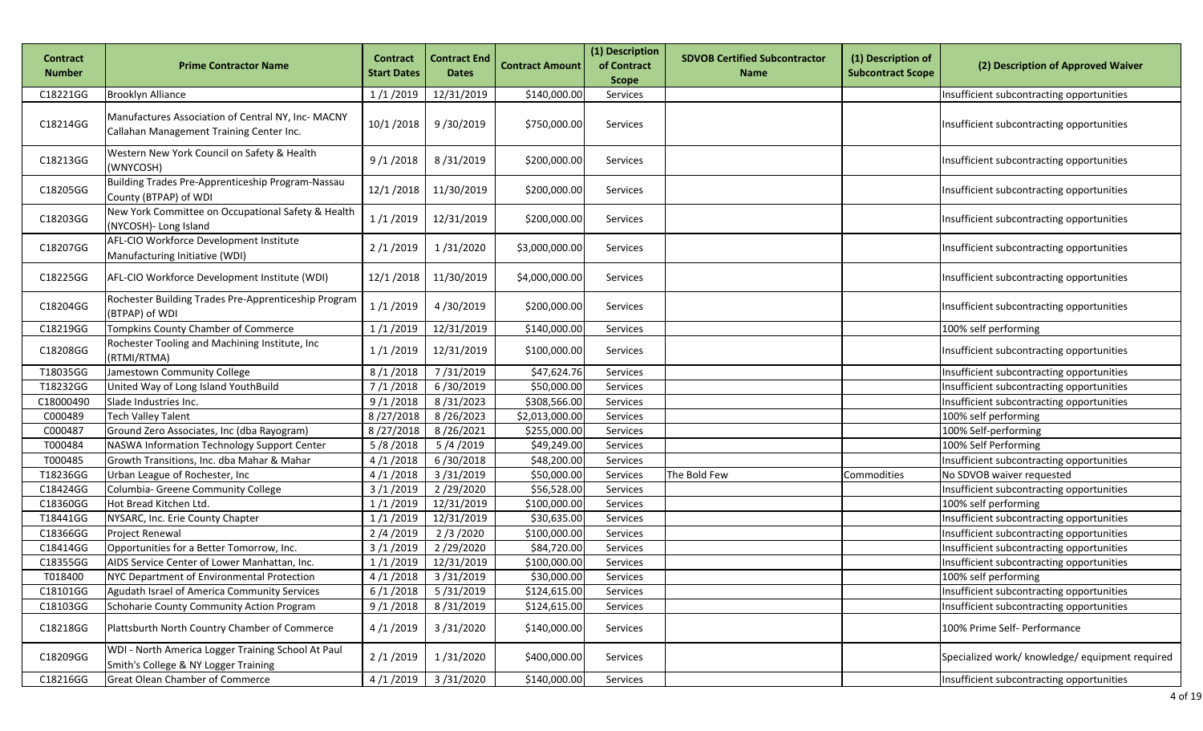| Contract Number | Prime Contractor Name | Contract Start Dates | Contract End Dates | Contract Amount | (1) Description of Contract Scope | SDVOB Certified Subcontractor Name | (1) Description of Subcontract Scope | (2) Description of Approved Waiver |
|---|---|---|---|---|---|---|---|---|
| C18221GG | Brooklyn Alliance | 1 /1 /2019 | 12/31/2019 | $140,000.00 | Services | | | Insufficient subcontracting opportunities |
| C18214GG | Manufactures Association of Central NY, Inc- MACNY Callahan Management Training Center Inc. | 10/1 /2018 | 9 /30/2019 | $750,000.00 | Services | | | Insufficient subcontracting opportunities |
| C18213GG | Western New York Council on Safety & Health (WNYCOSH) | 9 /1 /2018 | 8 /31/2019 | $200,000.00 | Services | | | Insufficient subcontracting opportunities |
| C18205GG | Building Trades Pre-Apprenticeship Program-Nassau County (BTPAP) of WDI | 12/1 /2018 | 11/30/2019 | $200,000.00 | Services | | | Insufficient subcontracting opportunities |
| C18203GG | New York Committee on Occupational Safety & Health (NYCOSH)- Long Island | 1 /1 /2019 | 12/31/2019 | $200,000.00 | Services | | | Insufficient subcontracting opportunities |
| C18207GG | AFL-CIO Workforce Development Institute Manufacturing Initiative (WDI) | 2 /1 /2019 | 1 /31/2020 | $3,000,000.00 | Services | | | Insufficient subcontracting opportunities |
| C18225GG | AFL-CIO Workforce Development Institute (WDI) | 12/1 /2018 | 11/30/2019 | $4,000,000.00 | Services | | | Insufficient subcontracting opportunities |
| C18204GG | Rochester Building Trades Pre-Apprenticeship Program (BTPAP) of WDI | 1 /1 /2019 | 4 /30/2019 | $200,000.00 | Services | | | Insufficient subcontracting opportunities |
| C18219GG | Tompkins County Chamber of Commerce | 1 /1 /2019 | 12/31/2019 | $140,000.00 | Services | | | 100% self performing |
| C18208GG | Rochester Tooling and Machining Institute, Inc (RTMI/RTMA) | 1 /1 /2019 | 12/31/2019 | $100,000.00 | Services | | | Insufficient subcontracting opportunities |
| T18035GG | Jamestown Community College | 8 /1 /2018 | 7 /31/2019 | $47,624.76 | Services | | | Insufficient subcontracting opportunities |
| T18232GG | United Way of Long Island YouthBuild | 7 /1 /2018 | 6 /30/2019 | $50,000.00 | Services | | | Insufficient subcontracting opportunities |
| C18000490 | Slade Industries Inc. | 9 /1 /2018 | 8 /31/2023 | $308,566.00 | Services | | | Insufficient subcontracting opportunities |
| C000489 | Tech Valley Talent | 8 /27/2018 | 8 /26/2023 | $2,013,000.00 | Services | | | 100% self performing |
| C000487 | Ground Zero Associates, Inc (dba Rayogram) | 8 /27/2018 | 8 /26/2021 | $255,000.00 | Services | | | 100% Self-performing |
| T000484 | NASWA Information Technology Support Center | 5 /8 /2018 | 5 /4 /2019 | $49,249.00 | Services | | | 100% Self Performing |
| T000485 | Growth Transitions, Inc. dba Mahar & Mahar | 4 /1 /2018 | 6 /30/2018 | $48,200.00 | Services | | | Insufficient subcontracting opportunities |
| T18236GG | Urban League of Rochester, Inc | 4 /1 /2018 | 3 /31/2019 | $50,000.00 | Services | The Bold Few | Commodities | No SDVOB waiver requested |
| C18424GG | Columbia- Greene Community College | 3 /1 /2019 | 2 /29/2020 | $56,528.00 | Services | | | Insufficient subcontracting opportunities |
| C18360GG | Hot Bread Kitchen Ltd. | 1 /1 /2019 | 12/31/2019 | $100,000.00 | Services | | | 100% self performing |
| T18441GG | NYSARC, Inc. Erie County Chapter | 1 /1 /2019 | 12/31/2019 | $30,635.00 | Services | | | Insufficient subcontracting opportunities |
| C18366GG | Project Renewal | 2 /4 /2019 | 2 /3 /2020 | $100,000.00 | Services | | | Insufficient subcontracting opportunities |
| C18414GG | Opportunities for a Better Tomorrow, Inc. | 3 /1 /2019 | 2 /29/2020 | $84,720.00 | Services | | | Insufficient subcontracting opportunities |
| C18355GG | AIDS Service Center of Lower Manhattan, Inc. | 1 /1 /2019 | 12/31/2019 | $100,000.00 | Services | | | Insufficient subcontracting opportunities |
| T018400 | NYC Department of Environmental Protection | 4 /1 /2018 | 3 /31/2019 | $30,000.00 | Services | | | 100% self performing |
| C18101GG | Agudath Israel of America Community Services | 6 /1 /2018 | 5 /31/2019 | $124,615.00 | Services | | | Insufficient subcontracting opportunities |
| C18103GG | Schoharie County Community Action Program | 9 /1 /2018 | 8 /31/2019 | $124,615.00 | Services | | | Insufficient subcontracting opportunities |
| C18218GG | Plattsburth North Country Chamber of Commerce | 4 /1 /2019 | 3 /31/2020 | $140,000.00 | Services | | | 100% Prime Self- Performance |
| C18209GG | WDI - North America Logger Training School At Paul Smith's College & NY Logger Training | 2 /1 /2019 | 1 /31/2020 | $400,000.00 | Services | | | Specialized work/ knowledge/ equipment required |
| C18216GG | Great Olean Chamber of Commerce | 4 /1 /2019 | 3 /31/2020 | $140,000.00 | Services | | | Insufficient subcontracting opportunities |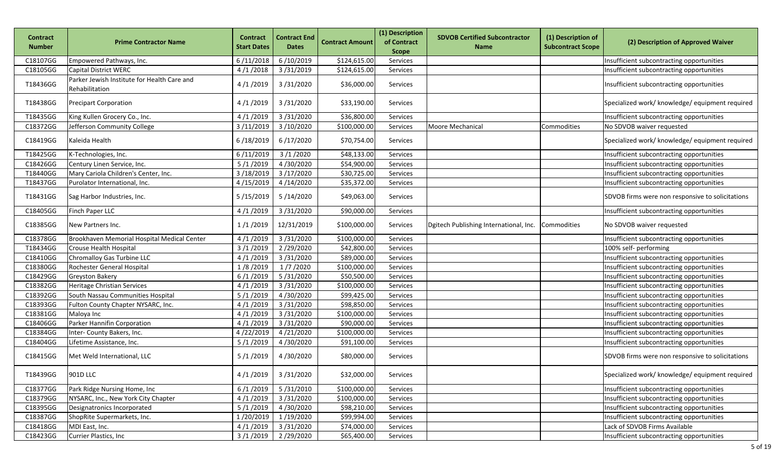| Contract Number | Prime Contractor Name | Contract Start Dates | Contract End Dates | Contract Amount | (1) Description of Contract Scope | SDVOB Certified Subcontractor Name | (1) Description of Subcontract Scope | (2) Description of Approved Waiver |
|---|---|---|---|---|---|---|---|---|
| C18107GG | Empowered Pathways, Inc. | 6 /11/2018 | 6 /10/2019 | $124,615.00 | Services | | | Insufficient subcontracting opportunities |
| C18105GG | Capital District WERC | 4 /1 /2018 | 3 /31/2019 | $124,615.00 | Services | | | Insufficient subcontracting opportunities |
| T18436GG | Parker Jewish Institute for Health Care and Rehabilitation | 4 /1 /2019 | 3 /31/2020 | $36,000.00 | Services | | | Insufficient subcontracting opportunities |
| T18438GG | Precipart Corporation | 4 /1 /2019 | 3 /31/2020 | $33,190.00 | Services | | | Specialized work/ knowledge/ equipment required |
| T18435GG | King Kullen Grocery Co., Inc. | 4 /1 /2019 | 3 /31/2020 | $36,800.00 | Services | | | Insufficient subcontracting opportunities |
| C18372GG | Jefferson Community College | 3 /11/2019 | 3 /10/2020 | $100,000.00 | Services | Moore Mechanical | Commodities | No SDVOB waiver requested |
| C18419GG | Kaleida Health | 6 /18/2019 | 6 /17/2020 | $70,754.00 | Services | | | Specialized work/ knowledge/ equipment required |
| T18425GG | K-Technologies, Inc. | 6 /11/2019 | 3 /1 /2020 | $48,133.00 | Services | | | Insufficient subcontracting opportunities |
| C18426GG | Century Linen Service, Inc. | 5 /1 /2019 | 4 /30/2020 | $54,900.00 | Services | | | Insufficient subcontracting opportunities |
| T18440GG | Mary Cariola Children's Center, Inc. | 3 /18/2019 | 3 /17/2020 | $30,725.00 | Services | | | Insufficient subcontracting opportunities |
| T18437GG | Purolator International, Inc. | 4 /15/2019 | 4 /14/2020 | $35,372.00 | Services | | | Insufficient subcontracting opportunities |
| T18431GG | Sag Harbor Industries, Inc. | 5 /15/2019 | 5 /14/2020 | $49,063.00 | Services | | | SDVOB firms were non responsive to solicitations |
| C18405GG | Finch Paper LLC | 4 /1 /2019 | 3 /31/2020 | $90,000.00 | Services | | | Insufficient subcontracting opportunities |
| C18385GG | New Partners Inc. | 1 /1 /2019 | 12/31/2019 | $100,000.00 | Services | Dgitech Publishing International, Inc. | Commodities | No SDVOB waiver requested |
| C18378GG | Brookhaven Memorial Hospital Medical Center | 4 /1 /2019 | 3 /31/2020 | $100,000.00 | Services | | | Insufficient subcontracting opportunities |
| T18434GG | Crouse Health Hospital | 3 /1 /2019 | 2 /29/2020 | $42,800.00 | Services | | | 100% self- performing |
| C18410GG | Chromalloy Gas Turbine LLC | 4 /1 /2019 | 3 /31/2020 | $89,000.00 | Services | | | Insufficient subcontracting opportunities |
| C18380GG | Rochester General Hospital | 1 /8 /2019 | 1 /7 /2020 | $100,000.00 | Services | | | Insufficient subcontracting opportunities |
| C18429GG | Greyston Bakery | 6 /1 /2019 | 5 /31/2020 | $50,500.00 | Services | | | Insufficient subcontracting opportunities |
| C18382GG | Heritage Christian Services | 4 /1 /2019 | 3 /31/2020 | $100,000.00 | Services | | | Insufficient subcontracting opportunities |
| C18392GG | South Nassau Communities Hospital | 5 /1 /2019 | 4 /30/2020 | $99,425.00 | Services | | | Insufficient subcontracting opportunities |
| C18393GG | Fulton County Chapter NYSARC, Inc. | 4 /1 /2019 | 3 /31/2020 | $98,850.00 | Services | | | Insufficient subcontracting opportunities |
| C18381GG | Maloya Inc | 4 /1 /2019 | 3 /31/2020 | $100,000.00 | Services | | | Insufficient subcontracting opportunities |
| C18406GG | Parker Hannifin Corporation | 4 /1 /2019 | 3 /31/2020 | $90,000.00 | Services | | | Insufficient subcontracting opportunities |
| C18384GG | Inter- County Bakers, Inc. | 4 /22/2019 | 4 /21/2020 | $100,000.00 | Services | | | Insufficient subcontracting opportunities |
| C18404GG | Lifetime Assistance, Inc. | 5 /1 /2019 | 4 /30/2020 | $91,100.00 | Services | | | Insufficient subcontracting opportunities |
| C18415GG | Met Weld International, LLC | 5 /1 /2019 | 4 /30/2020 | $80,000.00 | Services | | | SDVOB firms were non responsive to solicitations |
| T18439GG | 901D LLC | 4 /1 /2019 | 3 /31/2020 | $32,000.00 | Services | | | Specialized work/ knowledge/ equipment required |
| C18377GG | Park Ridge Nursing Home, Inc | 6 /1 /2019 | 5 /31/2010 | $100,000.00 | Services | | | Insufficient subcontracting opportunities |
| C18379GG | NYSARC, Inc., New York City Chapter | 4 /1 /2019 | 3 /31/2020 | $100,000.00 | Services | | | Insufficient subcontracting opportunities |
| C18395GG | Designatronics Incorporated | 5 /1 /2019 | 4 /30/2020 | $98,210.00 | Services | | | Insufficient subcontracting opportunities |
| C18387GG | ShopRite Supermarkets, Inc. | 1 /20/2019 | 1 /19/2020 | $99,994.00 | Services | | | Insufficient subcontracting opportunities |
| C18418GG | MDI East, Inc. | 4 /1 /2019 | 3 /31/2020 | $74,000.00 | Services | | | Lack of SDVOB Firms Available |
| C18423GG | Currier Plastics, Inc | 3 /1 /2019 | 2 /29/2020 | $65,400.00 | Services | | | Insufficient subcontracting opportunities |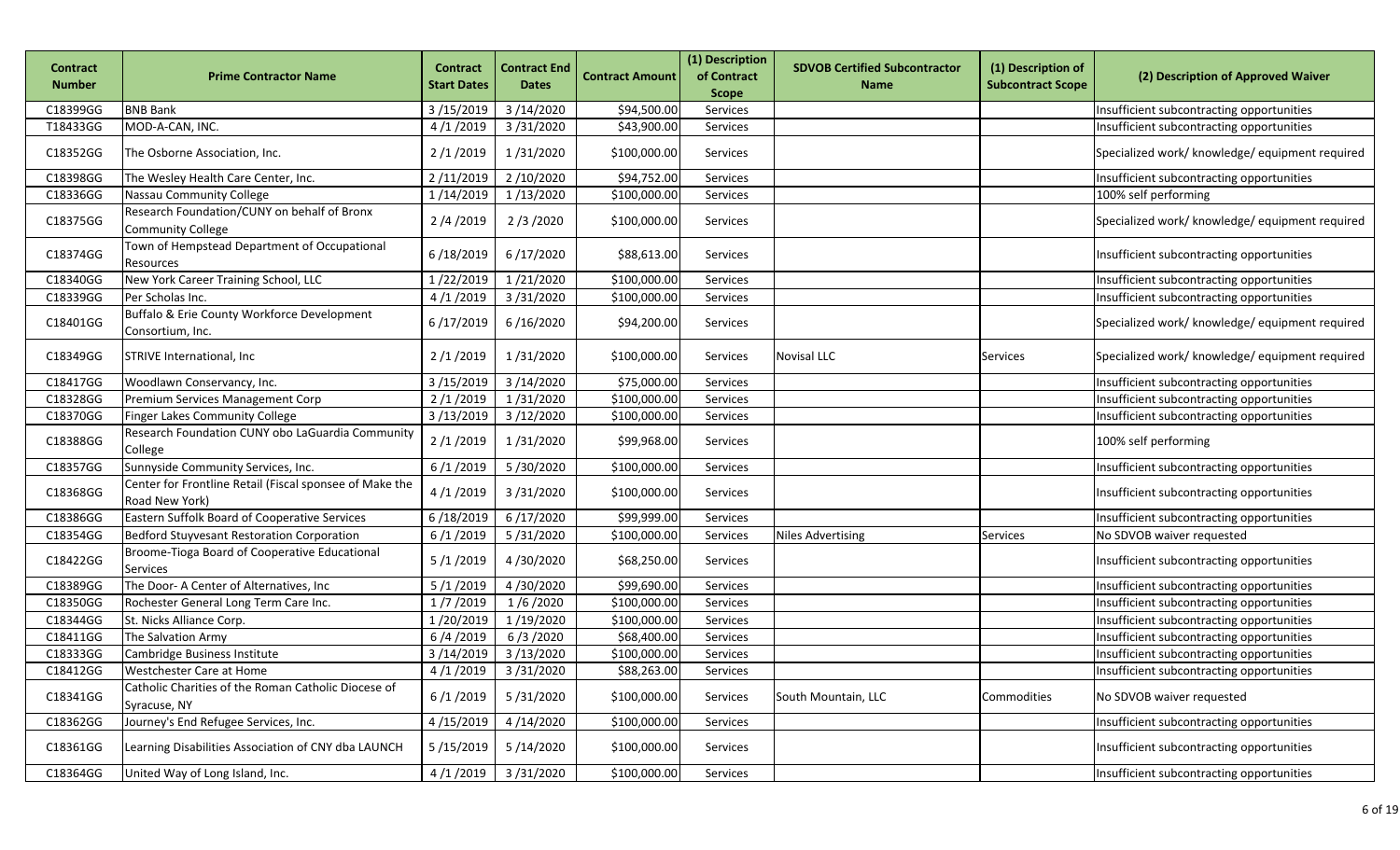| Contract Number | Prime Contractor Name | Contract Start Dates | Contract End Dates | Contract Amount | (1) Description of Contract Scope | SDVOB Certified Subcontractor Name | (1) Description of Subcontract Scope | (2) Description of Approved Waiver |
|---|---|---|---|---|---|---|---|---|
| C18399GG | BNB Bank | 3 /15/2019 | 3 /14/2020 | $94,500.00 | Services | | | Insufficient subcontracting opportunities |
| T18433GG | MOD-A-CAN, INC. | 4 /1 /2019 | 3 /31/2020 | $43,900.00 | Services | | | Insufficient subcontracting opportunities |
| C18352GG | The Osborne Association, Inc. | 2 /1 /2019 | 1 /31/2020 | $100,000.00 | Services | | | Specialized work/ knowledge/ equipment required |
| C18398GG | The Wesley Health Care Center, Inc. | 2 /11/2019 | 2 /10/2020 | $94,752.00 | Services | | | Insufficient subcontracting opportunities |
| C18336GG | Nassau Community College | 1 /14/2019 | 1 /13/2020 | $100,000.00 | Services | | | 100% self performing |
| C18375GG | Research Foundation/CUNY on behalf of Bronx Community College | 2 /4 /2019 | 2 /3 /2020 | $100,000.00 | Services | | | Specialized work/ knowledge/ equipment required |
| C18374GG | Town of Hempstead Department of Occupational Resources | 6 /18/2019 | 6 /17/2020 | $88,613.00 | Services | | | Insufficient subcontracting opportunities |
| C18340GG | New York Career Training School, LLC | 1 /22/2019 | 1 /21/2020 | $100,000.00 | Services | | | Insufficient subcontracting opportunities |
| C18339GG | Per Scholas Inc. | 4 /1 /2019 | 3 /31/2020 | $100,000.00 | Services | | | Insufficient subcontracting opportunities |
| C18401GG | Buffalo & Erie County Workforce Development Consortium, Inc. | 6 /17/2019 | 6 /16/2020 | $94,200.00 | Services | | | Specialized work/ knowledge/ equipment required |
| C18349GG | STRIVE International, Inc | 2 /1 /2019 | 1 /31/2020 | $100,000.00 | Services | Novisal LLC | Services | Specialized work/ knowledge/ equipment required |
| C18417GG | Woodlawn Conservancy, Inc. | 3 /15/2019 | 3 /14/2020 | $75,000.00 | Services | | | Insufficient subcontracting opportunities |
| C18328GG | Premium Services Management Corp | 2 /1 /2019 | 1 /31/2020 | $100,000.00 | Services | | | Insufficient subcontracting opportunities |
| C18370GG | Finger Lakes Community College | 3 /13/2019 | 3 /12/2020 | $100,000.00 | Services | | | Insufficient subcontracting opportunities |
| C18388GG | Research Foundation CUNY obo LaGuardia Community College | 2 /1 /2019 | 1 /31/2020 | $99,968.00 | Services | | | 100% self performing |
| C18357GG | Sunnyside Community Services, Inc. | 6 /1 /2019 | 5 /30/2020 | $100,000.00 | Services | | | Insufficient subcontracting opportunities |
| C18368GG | Center for Frontline Retail (Fiscal sponsee of Make the Road New York) | 4 /1 /2019 | 3 /31/2020 | $100,000.00 | Services | | | Insufficient subcontracting opportunities |
| C18386GG | Eastern Suffolk Board of Cooperative Services | 6 /18/2019 | 6 /17/2020 | $99,999.00 | Services | | | Insufficient subcontracting opportunities |
| C18354GG | Bedford Stuyvesant Restoration Corporation | 6 /1 /2019 | 5 /31/2020 | $100,000.00 | Services | Niles Advertising | Services | No SDVOB waiver requested |
| C18422GG | Broome-Tioga Board of Cooperative Educational Services | 5 /1 /2019 | 4 /30/2020 | $68,250.00 | Services | | | Insufficient subcontracting opportunities |
| C18389GG | The Door- A Center of Alternatives, Inc | 5 /1 /2019 | 4 /30/2020 | $99,690.00 | Services | | | Insufficient subcontracting opportunities |
| C18350GG | Rochester General Long Term Care Inc. | 1 /7 /2019 | 1 /6 /2020 | $100,000.00 | Services | | | Insufficient subcontracting opportunities |
| C18344GG | St. Nicks Alliance Corp. | 1 /20/2019 | 1 /19/2020 | $100,000.00 | Services | | | Insufficient subcontracting opportunities |
| C18411GG | The Salvation Army | 6 /4 /2019 | 6 /3 /2020 | $68,400.00 | Services | | | Insufficient subcontracting opportunities |
| C18333GG | Cambridge Business Institute | 3 /14/2019 | 3 /13/2020 | $100,000.00 | Services | | | Insufficient subcontracting opportunities |
| C18412GG | Westchester Care at Home | 4 /1 /2019 | 3 /31/2020 | $88,263.00 | Services | | | Insufficient subcontracting opportunities |
| C18341GG | Catholic Charities of the Roman Catholic Diocese of Syracuse, NY | 6 /1 /2019 | 5 /31/2020 | $100,000.00 | Services | South Mountain, LLC | Commodities | No SDVOB waiver requested |
| C18362GG | Journey's End Refugee Services, Inc. | 4 /15/2019 | 4 /14/2020 | $100,000.00 | Services | | | Insufficient subcontracting opportunities |
| C18361GG | Learning Disabilities Association of CNY dba LAUNCH | 5 /15/2019 | 5 /14/2020 | $100,000.00 | Services | | | Insufficient subcontracting opportunities |
| C18364GG | United Way of Long Island, Inc. | 4 /1 /2019 | 3 /31/2020 | $100,000.00 | Services | | | Insufficient subcontracting opportunities |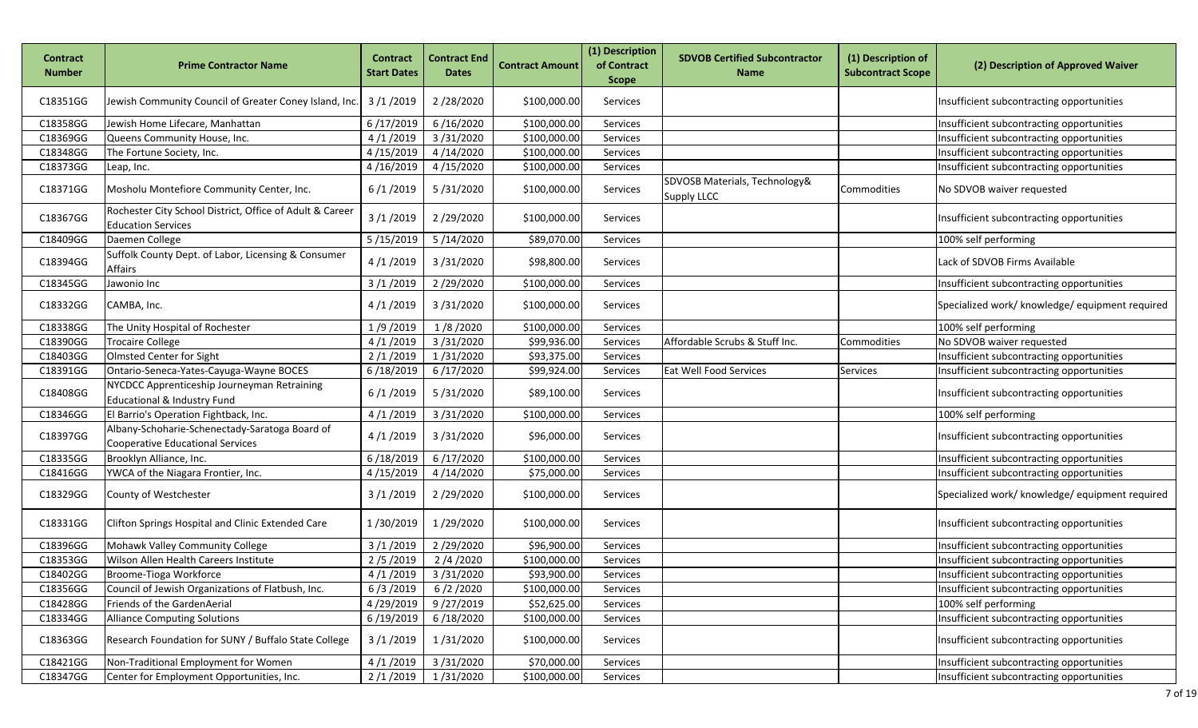| Contract Number | Prime Contractor Name | Contract Start Dates | Contract End Dates | Contract Amount | (1) Description of Contract Scope | SDVOB Certified Subcontractor Name | (1) Description of Subcontract Scope | (2) Description of Approved Waiver |
|---|---|---|---|---|---|---|---|---|
| C18351GG | Jewish Community Council of Greater Coney Island, Inc. | 3 /1 /2019 | 2 /28/2020 | $100,000.00 | Services | | | Insufficient subcontracting opportunities |
| C18358GG | Jewish Home Lifecare, Manhattan | 6 /17/2019 | 6 /16/2020 | $100,000.00 | Services | | | Insufficient subcontracting opportunities |
| C18369GG | Queens Community House, Inc. | 4 /1 /2019 | 3 /31/2020 | $100,000.00 | Services | | | Insufficient subcontracting opportunities |
| C18348GG | The Fortune Society, Inc. | 4 /15/2019 | 4 /14/2020 | $100,000.00 | Services | | | Insufficient subcontracting opportunities |
| C18373GG | Leap, Inc. | 4 /16/2019 | 4 /15/2020 | $100,000.00 | Services | | | Insufficient subcontracting opportunities |
| C18371GG | Mosholu Montefiore Community Center, Inc. | 6 /1 /2019 | 5 /31/2020 | $100,000.00 | Services | SDVOSB Materials, Technology& Supply LLCC | Commodities | No SDVOB waiver requested |
| C18367GG | Rochester City School District, Office of Adult & Career Education Services | 3 /1 /2019 | 2 /29/2020 | $100,000.00 | Services | | | Insufficient subcontracting opportunities |
| C18409GG | Daemen College | 5 /15/2019 | 5 /14/2020 | $89,070.00 | Services | | | 100% self performing |
| C18394GG | Suffolk County Dept. of Labor, Licensing & Consumer Affairs | 4 /1 /2019 | 3 /31/2020 | $98,800.00 | Services | | | Lack of SDVOB Firms Available |
| C18345GG | Jawonio Inc | 3 /1 /2019 | 2 /29/2020 | $100,000.00 | Services | | | Insufficient subcontracting opportunities |
| C18332GG | CAMBA, Inc. | 4 /1 /2019 | 3 /31/2020 | $100,000.00 | Services | | | Specialized work/ knowledge/ equipment required |
| C18338GG | The Unity Hospital of Rochester | 1 /9 /2019 | 1 /8 /2020 | $100,000.00 | Services | | | 100% self performing |
| C18390GG | Trocaire College | 4 /1 /2019 | 3 /31/2020 | $99,936.00 | Services | Affordable Scrubs & Stuff Inc. | Commodities | No SDVOB waiver requested |
| C18403GG | Olmsted Center for Sight | 2 /1 /2019 | 1 /31/2020 | $93,375.00 | Services | | | Insufficient subcontracting opportunities |
| C18391GG | Ontario-Seneca-Yates-Cayuga-Wayne BOCES | 6 /18/2019 | 6 /17/2020 | $99,924.00 | Services | Eat Well Food Services | Services | Insufficient subcontracting opportunities |
| C18408GG | NYCDCC Apprenticeship Journeyman Retraining Educational & Industry Fund | 6 /1 /2019 | 5 /31/2020 | $89,100.00 | Services | | | Insufficient subcontracting opportunities |
| C18346GG | El Barrio's Operation Fightback, Inc. | 4 /1 /2019 | 3 /31/2020 | $100,000.00 | Services | | | 100% self performing |
| C18397GG | Albany-Schoharie-Schenectady-Saratoga Board of Cooperative Educational Services | 4 /1 /2019 | 3 /31/2020 | $96,000.00 | Services | | | Insufficient subcontracting opportunities |
| C18335GG | Brooklyn Alliance, Inc. | 6 /18/2019 | 6 /17/2020 | $100,000.00 | Services | | | Insufficient subcontracting opportunities |
| C18416GG | YWCA of the Niagara Frontier, Inc. | 4 /15/2019 | 4 /14/2020 | $75,000.00 | Services | | | Insufficient subcontracting opportunities |
| C18329GG | County of Westchester | 3 /1 /2019 | 2 /29/2020 | $100,000.00 | Services | | | Specialized work/ knowledge/ equipment required |
| C18331GG | Clifton Springs Hospital and Clinic Extended Care | 1 /30/2019 | 1 /29/2020 | $100,000.00 | Services | | | Insufficient subcontracting opportunities |
| C18396GG | Mohawk Valley Community College | 3 /1 /2019 | 2 /29/2020 | $96,900.00 | Services | | | Insufficient subcontracting opportunities |
| C18353GG | Wilson Allen Health Careers Institute | 2 /5 /2019 | 2 /4 /2020 | $100,000.00 | Services | | | Insufficient subcontracting opportunities |
| C18402GG | Broome-Tioga Workforce | 4 /1 /2019 | 3 /31/2020 | $93,900.00 | Services | | | Insufficient subcontracting opportunities |
| C18356GG | Council of Jewish Organizations of Flatbush, Inc. | 6 /3 /2019 | 6 /2 /2020 | $100,000.00 | Services | | | Insufficient subcontracting opportunities |
| C18428GG | Friends of the GardenAerial | 4 /29/2019 | 9 /27/2019 | $52,625.00 | Services | | | 100% self performing |
| C18334GG | Alliance Computing Solutions | 6 /19/2019 | 6 /18/2020 | $100,000.00 | Services | | | Insufficient subcontracting opportunities |
| C18363GG | Research Foundation for SUNY / Buffalo State College | 3 /1 /2019 | 1 /31/2020 | $100,000.00 | Services | | | Insufficient subcontracting opportunities |
| C18421GG | Non-Traditional Employment for Women | 4 /1 /2019 | 3 /31/2020 | $70,000.00 | Services | | | Insufficient subcontracting opportunities |
| C18347GG | Center for Employment Opportunities, Inc. | 2 /1 /2019 | 1 /31/2020 | $100,000.00 | Services | | | Insufficient subcontracting opportunities |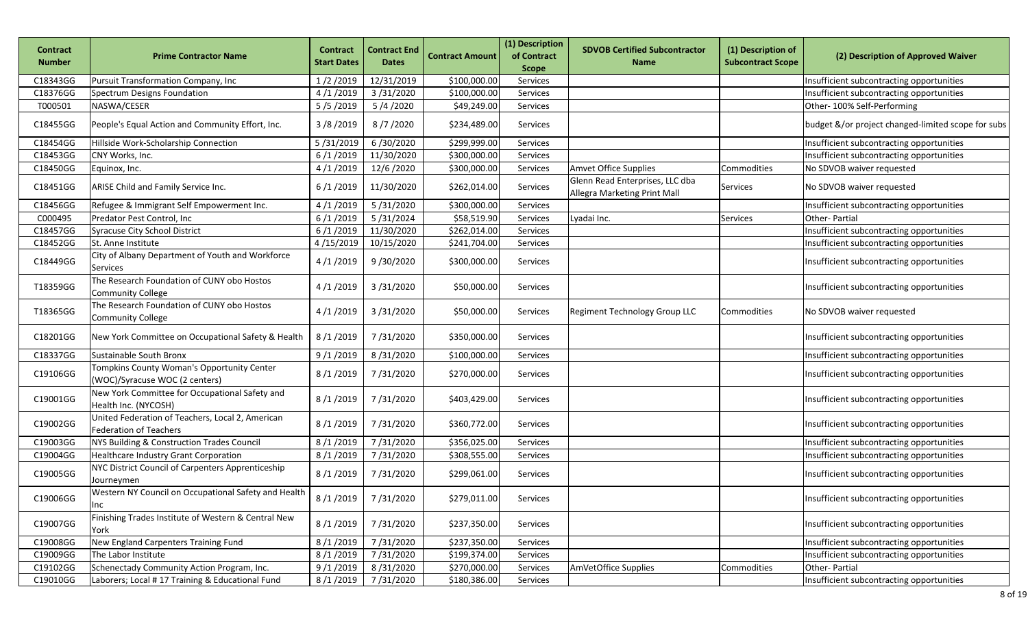| Contract Number | Prime Contractor Name | Contract Start Dates | Contract End Dates | Contract Amount | (1) Description of Contract Scope | SDVOB Certified Subcontractor Name | (1) Description of Subcontract Scope | (2) Description of Approved Waiver |
|---|---|---|---|---|---|---|---|---|
| C18343GG | Pursuit Transformation Company, Inc | 1 /2 /2019 | 12/31/2019 | $100,000.00 | Services | | | Insufficient subcontracting opportunities |
| C18376GG | Spectrum Designs Foundation | 4 /1 /2019 | 3 /31/2020 | $100,000.00 | Services | | | Insufficient subcontracting opportunities |
| T000501 | NASWA/CESER | 5 /5 /2019 | 5 /4 /2020 | $49,249.00 | Services | | | Other- 100% Self-Performing |
| C18455GG | People's Equal Action and Community Effort, Inc. | 3 /8 /2019 | 8 /7 /2020 | $234,489.00 | Services | | | budget &/or project changed-limited scope for subs |
| C18454GG | Hillside Work-Scholarship Connection | 5 /31/2019 | 6 /30/2020 | $299,999.00 | Services | | | Insufficient subcontracting opportunities |
| C18453GG | CNY Works, Inc. | 6 /1 /2019 | 11/30/2020 | $300,000.00 | Services | | | Insufficient subcontracting opportunities |
| C18450GG | Equinox, Inc. | 4 /1 /2019 | 12/6 /2020 | $300,000.00 | Services | Amvet Office Supplies | Commodities | No SDVOB waiver requested |
| C18451GG | ARISE Child and Family Service Inc. | 6 /1 /2019 | 11/30/2020 | $262,014.00 | Services | Glenn Read Enterprises, LLC dba Allegra Marketing Print Mall | Services | No SDVOB waiver requested |
| C18456GG | Refugee & Immigrant Self Empowerment Inc. | 4 /1 /2019 | 5 /31/2020 | $300,000.00 | Services | | | Insufficient subcontracting opportunities |
| C000495 | Predator Pest Control, Inc | 6 /1 /2019 | 5 /31/2024 | $58,519.90 | Services | Lyadai Inc. | Services | Other- Partial |
| C18457GG | Syracuse City School District | 6 /1 /2019 | 11/30/2020 | $262,014.00 | Services | | | Insufficient subcontracting opportunities |
| C18452GG | St. Anne Institute | 4 /15/2019 | 10/15/2020 | $241,704.00 | Services | | | Insufficient subcontracting opportunities |
| C18449GG | City of Albany Department of Youth and Workforce Services | 4 /1 /2019 | 9 /30/2020 | $300,000.00 | Services | | | Insufficient subcontracting opportunities |
| T18359GG | The Research Foundation of CUNY obo Hostos Community College | 4 /1 /2019 | 3 /31/2020 | $50,000.00 | Services | | | Insufficient subcontracting opportunities |
| T18365GG | The Research Foundation of CUNY obo Hostos Community College | 4 /1 /2019 | 3 /31/2020 | $50,000.00 | Services | Regiment Technology Group LLC | Commodities | No SDVOB waiver requested |
| C18201GG | New York Committee on Occupational Safety & Health | 8 /1 /2019 | 7 /31/2020 | $350,000.00 | Services | | | Insufficient subcontracting opportunities |
| C18337GG | Sustainable South Bronx | 9 /1 /2019 | 8 /31/2020 | $100,000.00 | Services | | | Insufficient subcontracting opportunities |
| C19106GG | Tompkins County Woman's Opportunity Center (WOC)/Syracuse WOC (2 centers) | 8 /1 /2019 | 7 /31/2020 | $270,000.00 | Services | | | Insufficient subcontracting opportunities |
| C19001GG | New York Committee for Occupational Safety and Health Inc. (NYCOSH) | 8 /1 /2019 | 7 /31/2020 | $403,429.00 | Services | | | Insufficient subcontracting opportunities |
| C19002GG | United Federation of Teachers, Local 2, American Federation of Teachers | 8 /1 /2019 | 7 /31/2020 | $360,772.00 | Services | | | Insufficient subcontracting opportunities |
| C19003GG | NYS Building & Construction Trades Council | 8 /1 /2019 | 7 /31/2020 | $356,025.00 | Services | | | Insufficient subcontracting opportunities |
| C19004GG | Healthcare Industry Grant Corporation | 8 /1 /2019 | 7 /31/2020 | $308,555.00 | Services | | | Insufficient subcontracting opportunities |
| C19005GG | NYC District Council of Carpenters Apprenticeship Journeymen | 8 /1 /2019 | 7 /31/2020 | $299,061.00 | Services | | | Insufficient subcontracting opportunities |
| C19006GG | Western NY Council on Occupational Safety and Health Inc | 8 /1 /2019 | 7 /31/2020 | $279,011.00 | Services | | | Insufficient subcontracting opportunities |
| C19007GG | Finishing Trades Institute of Western & Central New York | 8 /1 /2019 | 7 /31/2020 | $237,350.00 | Services | | | Insufficient subcontracting opportunities |
| C19008GG | New England Carpenters Training Fund | 8 /1 /2019 | 7 /31/2020 | $237,350.00 | Services | | | Insufficient subcontracting opportunities |
| C19009GG | The Labor Institute | 8 /1 /2019 | 7 /31/2020 | $199,374.00 | Services | | | Insufficient subcontracting opportunities |
| C19102GG | Schenectady Community Action Program, Inc. | 9 /1 /2019 | 8 /31/2020 | $270,000.00 | Services | AmVetOffice Supplies | Commodities | Other- Partial |
| C19010GG | Laborers; Local # 17 Training & Educational Fund | 8 /1 /2019 | 7 /31/2020 | $180,386.00 | Services | | | Insufficient subcontracting opportunities |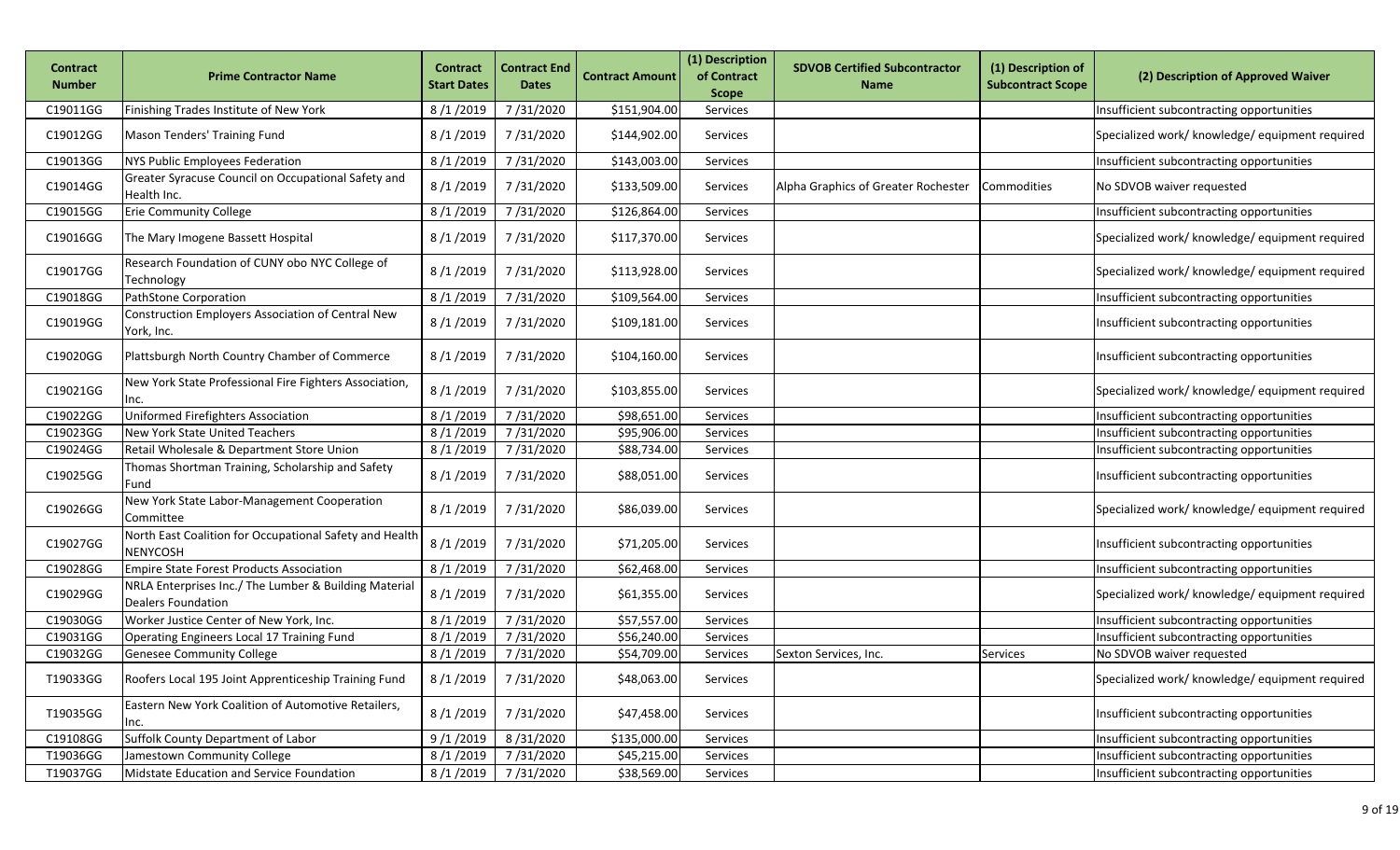| Contract Number | Prime Contractor Name | Contract Start Dates | Contract End Dates | Contract Amount | (1) Description of Contract Scope | SDVOB Certified Subcontractor Name | (1) Description of Subcontract Scope | (2) Description of Approved Waiver |
|---|---|---|---|---|---|---|---|---|
| C19011GG | Finishing Trades Institute of New York | 8 /1 /2019 | 7 /31/2020 | $151,904.00 | Services | | | Insufficient subcontracting opportunities |
| C19012GG | Mason Tenders' Training Fund | 8 /1 /2019 | 7 /31/2020 | $144,902.00 | Services | | | Specialized work/ knowledge/ equipment required |
| C19013GG | NYS Public Employees Federation | 8 /1 /2019 | 7 /31/2020 | $143,003.00 | Services | | | Insufficient subcontracting opportunities |
| C19014GG | Greater Syracuse Council on Occupational Safety and Health Inc. | 8 /1 /2019 | 7 /31/2020 | $133,509.00 | Services | Alpha Graphics of Greater Rochester | Commodities | No SDVOB waiver requested |
| C19015GG | Erie Community College | 8 /1 /2019 | 7 /31/2020 | $126,864.00 | Services | | | Insufficient subcontracting opportunities |
| C19016GG | The Mary Imogene Bassett Hospital | 8 /1 /2019 | 7 /31/2020 | $117,370.00 | Services | | | Specialized work/ knowledge/ equipment required |
| C19017GG | Research Foundation of CUNY obo NYC College of Technology | 8 /1 /2019 | 7 /31/2020 | $113,928.00 | Services | | | Specialized work/ knowledge/ equipment required |
| C19018GG | PathStone Corporation | 8 /1 /2019 | 7 /31/2020 | $109,564.00 | Services | | | Insufficient subcontracting opportunities |
| C19019GG | Construction Employers Association of Central New York, Inc. | 8 /1 /2019 | 7 /31/2020 | $109,181.00 | Services | | | Insufficient subcontracting opportunities |
| C19020GG | Plattsburgh North Country Chamber of Commerce | 8 /1 /2019 | 7 /31/2020 | $104,160.00 | Services | | | Insufficient subcontracting opportunities |
| C19021GG | New York State Professional Fire Fighters Association, Inc. | 8 /1 /2019 | 7 /31/2020 | $103,855.00 | Services | | | Specialized work/ knowledge/ equipment required |
| C19022GG | Uniformed Firefighters Association | 8 /1 /2019 | 7 /31/2020 | $98,651.00 | Services | | | Insufficient subcontracting opportunities |
| C19023GG | New York State United Teachers | 8 /1 /2019 | 7 /31/2020 | $95,906.00 | Services | | | Insufficient subcontracting opportunities |
| C19024GG | Retail Wholesale & Department Store Union | 8 /1 /2019 | 7 /31/2020 | $88,734.00 | Services | | | Insufficient subcontracting opportunities |
| C19025GG | Thomas Shortman Training, Scholarship and Safety Fund | 8 /1 /2019 | 7 /31/2020 | $88,051.00 | Services | | | Insufficient subcontracting opportunities |
| C19026GG | New York State Labor-Management Cooperation Committee | 8 /1 /2019 | 7 /31/2020 | $86,039.00 | Services | | | Specialized work/ knowledge/ equipment required |
| C19027GG | North East Coalition for Occupational Safety and Health NENYCOSH | 8 /1 /2019 | 7 /31/2020 | $71,205.00 | Services | | | Insufficient subcontracting opportunities |
| C19028GG | Empire State Forest Products Association | 8 /1 /2019 | 7 /31/2020 | $62,468.00 | Services | | | Insufficient subcontracting opportunities |
| C19029GG | NRLA Enterprises Inc./ The Lumber & Building Material Dealers Foundation | 8 /1 /2019 | 7 /31/2020 | $61,355.00 | Services | | | Specialized work/ knowledge/ equipment required |
| C19030GG | Worker Justice Center of New York, Inc. | 8 /1 /2019 | 7 /31/2020 | $57,557.00 | Services | | | Insufficient subcontracting opportunities |
| C19031GG | Operating Engineers Local 17 Training Fund | 8 /1 /2019 | 7 /31/2020 | $56,240.00 | Services | | | Insufficient subcontracting opportunities |
| C19032GG | Genesee Community College | 8 /1 /2019 | 7 /31/2020 | $54,709.00 | Services | Sexton Services, Inc. | Services | No SDVOB waiver requested |
| T19033GG | Roofers Local 195 Joint Apprenticeship Training Fund | 8 /1 /2019 | 7 /31/2020 | $48,063.00 | Services | | | Specialized work/ knowledge/ equipment required |
| T19035GG | Eastern New York Coalition of Automotive Retailers, Inc. | 8 /1 /2019 | 7 /31/2020 | $47,458.00 | Services | | | Insufficient subcontracting opportunities |
| C19108GG | Suffolk County Department of Labor | 9 /1 /2019 | 8 /31/2020 | $135,000.00 | Services | | | Insufficient subcontracting opportunities |
| T19036GG | Jamestown Community College | 8 /1 /2019 | 7 /31/2020 | $45,215.00 | Services | | | Insufficient subcontracting opportunities |
| T19037GG | Midstate Education and Service Foundation | 8 /1 /2019 | 7 /31/2020 | $38,569.00 | Services | | | Insufficient subcontracting opportunities |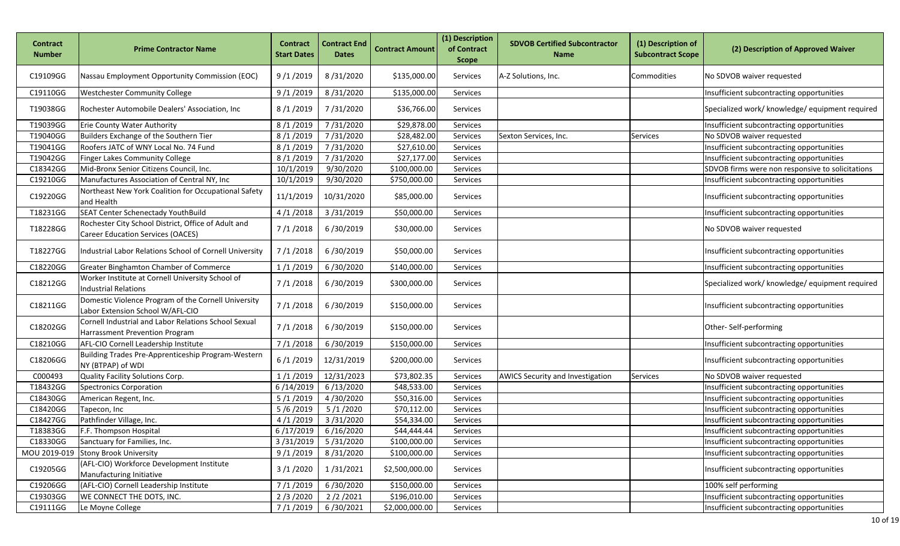| Contract Number | Prime Contractor Name | Contract Start Dates | Contract End Dates | Contract Amount | (1) Description of Contract Scope | SDVOB Certified Subcontractor Name | (1) Description of Subcontract Scope | (2) Description of Approved Waiver |
|---|---|---|---|---|---|---|---|---|
| C19109GG | Nassau Employment Opportunity Commission (EOC) | 9 /1 /2019 | 8 /31/2020 | $135,000.00 | Services | A-Z Solutions, Inc. | Commodities | No SDVOB waiver requested |
| C19110GG | Westchester Community College | 9 /1 /2019 | 8 /31/2020 | $135,000.00 | Services | | | Insufficient subcontracting opportunities |
| T19038GG | Rochester Automobile Dealers' Association, Inc | 8 /1 /2019 | 7 /31/2020 | $36,766.00 | Services | | | Specialized work/ knowledge/ equipment required |
| T19039GG | Erie County Water Authority | 8 /1 /2019 | 7 /31/2020 | $29,878.00 | Services | | | Insufficient subcontracting opportunities |
| T19040GG | Builders Exchange of the Southern Tier | 8 /1 /2019 | 7 /31/2020 | $28,482.00 | Services | Sexton Services, Inc. | Services | No SDVOB waiver requested |
| T19041GG | Roofers JATC of WNY Local No. 74 Fund | 8 /1 /2019 | 7 /31/2020 | $27,610.00 | Services | | | Insufficient subcontracting opportunities |
| T19042GG | Finger Lakes Community College | 8 /1 /2019 | 7 /31/2020 | $27,177.00 | Services | | | Insufficient subcontracting opportunities |
| C18342GG | Mid-Bronx Senior Citizens Council, Inc. | 10/1/2019 | 9/30/2020 | $100,000.00 | Services | | | SDVOB firms were non responsive to solicitations |
| C19210GG | Manufactures Association of Central NY, Inc | 10/1/2019 | 9/30/2020 | $750,000.00 | Services | | | Insufficient subcontracting opportunities |
| C19220GG | Northeast New York Coalition for Occupational Safety and Health | 11/1/2019 | 10/31/2020 | $85,000.00 | Services | | | Insufficient subcontracting opportunities |
| T18231GG | SEAT Center Schenectady YouthBuild | 4 /1 /2018 | 3 /31/2019 | $50,000.00 | Services | | | Insufficient subcontracting opportunities |
| T18228GG | Rochester City School District, Office of Adult and Career Education Services (OACES) | 7 /1 /2018 | 6 /30/2019 | $30,000.00 | Services | | | No SDVOB waiver requested |
| T18227GG | Industrial Labor Relations School of Cornell University | 7 /1 /2018 | 6 /30/2019 | $50,000.00 | Services | | | Insufficient subcontracting opportunities |
| C18220GG | Greater Binghamton Chamber of Commerce | 1 /1 /2019 | 6 /30/2020 | $140,000.00 | Services | | | Insufficient subcontracting opportunities |
| C18212GG | Worker Institute at Cornell University School of Industrial Relations | 7 /1 /2018 | 6 /30/2019 | $300,000.00 | Services | | | Specialized work/ knowledge/ equipment required |
| C18211GG | Domestic Violence Program of the Cornell University Labor Extension School W/AFL-CIO | 7 /1 /2018 | 6 /30/2019 | $150,000.00 | Services | | | Insufficient subcontracting opportunities |
| C18202GG | Cornell Industrial and Labor Relations School Sexual Harrassment Prevention Program | 7 /1 /2018 | 6 /30/2019 | $150,000.00 | Services | | | Other- Self-performing |
| C18210GG | AFL-CIO Cornell Leadership Institute | 7 /1 /2018 | 6 /30/2019 | $150,000.00 | Services | | | Insufficient subcontracting opportunities |
| C18206GG | Building Trades Pre-Apprenticeship Program-Western NY (BTPAP) of WDI | 6 /1 /2019 | 12/31/2019 | $200,000.00 | Services | | | Insufficient subcontracting opportunities |
| C000493 | Quality Facility Solutions Corp. | 1 /1 /2019 | 12/31/2023 | $73,802.35 | Services | AWICS Security and Investigation | Services | No SDVOB waiver requested |
| T18432GG | Spectronics Corporation | 6 /14/2019 | 6 /13/2020 | $48,533.00 | Services | | | Insufficient subcontracting opportunities |
| C18430GG | American Regent, Inc. | 5 /1 /2019 | 4 /30/2020 | $50,316.00 | Services | | | Insufficient subcontracting opportunities |
| C18420GG | Tapecon, Inc | 5 /6 /2019 | 5 /1 /2020 | $70,112.00 | Services | | | Insufficient subcontracting opportunities |
| C18427GG | Pathfinder Village, Inc. | 4 /1 /2019 | 3 /31/2020 | $54,334.00 | Services | | | Insufficient subcontracting opportunities |
| T18383GG | F.F. Thompson Hospital | 6 /17/2019 | 6 /16/2020 | $44,444.44 | Services | | | Insufficient subcontracting opportunities |
| C18330GG | Sanctuary for Families, Inc. | 3 /31/2019 | 5 /31/2020 | $100,000.00 | Services | | | Insufficient subcontracting opportunities |
| MOU 2019-019 | Stony Brook University | 9 /1 /2019 | 8 /31/2020 | $100,000.00 | Services | | | Insufficient subcontracting opportunities |
| C19205GG | (AFL-CIO) Workforce Development Institute Manufacturing Initiative | 3 /1 /2020 | 1 /31/2021 | $2,500,000.00 | Services | | | Insufficient subcontracting opportunities |
| C19206GG | (AFL-CIO) Cornell Leadership Institute | 7 /1 /2019 | 6 /30/2020 | $150,000.00 | Services | | | 100% self performing |
| C19303GG | WE CONNECT THE DOTS, INC. | 2 /3 /2020 | 2 /2 /2021 | $196,010.00 | Services | | | Insufficient subcontracting opportunities |
| C19111GG | Le Moyne College | 7 /1 /2019 | 6 /30/2021 | $2,000,000.00 | Services | | | Insufficient subcontracting opportunities |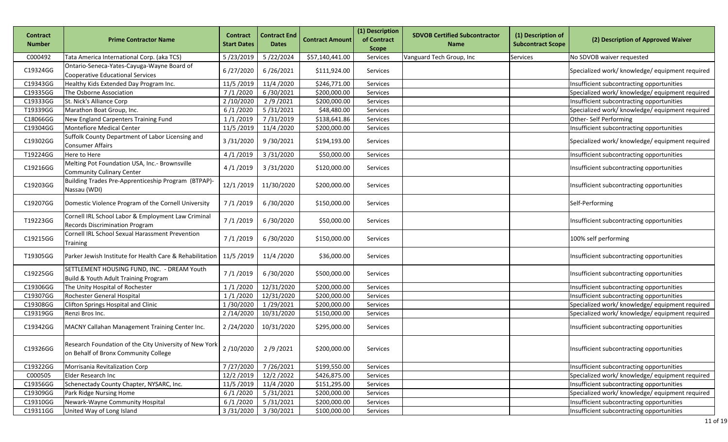| Contract Number | Prime Contractor Name | Contract Start Dates | Contract End Dates | Contract Amount | (1) Description of Contract Scope | SDVOB Certified Subcontractor Name | (1) Description of Subcontract Scope | (2) Description of Approved Waiver |
|---|---|---|---|---|---|---|---|---|
| C000492 | Tata America International Corp. (aka TCS) | 5 /23/2019 | 5 /22/2024 | $57,140,441.00 | Services | Vanguard Tech Group, Inc | Services | No SDVOB waiver requested |
| C19324GG | Ontario-Seneca-Yates-Cayuga-Wayne Board of Cooperative Educational Services | 6 /27/2020 | 6 /26/2021 | $111,924.00 | Services | | | Specialized work/ knowledge/ equipment required |
| C19343GG | Healthy Kids Extended Day Program Inc. | 11/5 /2019 | 11/4 /2020 | $246,771.00 | Services | | | Insufficient subcontracting opportunities |
| C19335GG | The Osborne Association | 7 /1 /2020 | 6 /30/2021 | $200,000.00 | Services | | | Specialized work/ knowledge/ equipment required |
| C19333GG | St. Nick's Alliance Corp | 2 /10/2020 | 2 /9 /2021 | $200,000.00 | Services | | | Insufficient subcontracting opportunities |
| T19339GG | Marathon Boat Group, Inc. | 6 /1 /2020 | 5 /31/2021 | $48,480.00 | Services | | | Specialized work/ knowledge/ equipment required |
| C18066GG | New England Carpenters Training Fund | 1 /1 /2019 | 7 /31/2019 | $138,641.86 | Services | | | Other- Self Performing |
| C19304GG | Montefiore Medical Center | 11/5 /2019 | 11/4 /2020 | $200,000.00 | Services | | | Insufficient subcontracting opportunities |
| C19302GG | Suffolk County Department of Labor Licensing and Consumer Affairs | 3 /31/2020 | 9 /30/2021 | $194,193.00 | Services | | | Specialized work/ knowledge/ equipment required |
| T19224GG | Here to Here | 4 /1 /2019 | 3 /31/2020 | $50,000.00 | Services | | | Insufficient subcontracting opportunities |
| C19216GG | Melting Pot Foundation USA, Inc.- Brownsville Community Culinary Center | 4 /1 /2019 | 3 /31/2020 | $120,000.00 | Services | | | Insufficient subcontracting opportunities |
| C19203GG | Building Trades Pre-Apprenticeship Program (BTPAP)-Nassau (WDI) | 12/1 /2019 | 11/30/2020 | $200,000.00 | Services | | | Insufficient subcontracting opportunities |
| C19207GG | Domestic Violence Program of the Cornell University | 7 /1 /2019 | 6 /30/2020 | $150,000.00 | Services | | | Self-Performing |
| T19223GG | Cornell IRL School Labor & Employment Law Criminal Records Discrimination Program | 7 /1 /2019 | 6 /30/2020 | $50,000.00 | Services | | | Insufficient subcontracting opportunities |
| C19215GG | Cornell IRL School Sexual Harassment Prevention Training | 7 /1 /2019 | 6 /30/2020 | $150,000.00 | Services | | | 100% self performing |
| T19305GG | Parker Jewish Institute for Health Care & Rehabilitation | 11/5 /2019 | 11/4 /2020 | $36,000.00 | Services | | | Insufficient subcontracting opportunities |
| C19225GG | SETTLEMENT HOUSING FUND, INC. - DREAM Youth Build & Youth Adult Training Program | 7 /1 /2019 | 6 /30/2020 | $500,000.00 | Services | | | Insufficient subcontracting opportunities |
| C19306GG | The Unity Hospital of Rochester | 1 /1 /2020 | 12/31/2020 | $200,000.00 | Services | | | Insufficient subcontracting opportunities |
| C19307GG | Rochester General Hospital | 1 /1 /2020 | 12/31/2020 | $200,000.00 | Services | | | Insufficient subcontracting opportunities |
| C19308GG | Clifton Springs Hospital and Clinic | 1 /30/2020 | 1 /29/2021 | $200,000.00 | Services | | | Specialized work/ knowledge/ equipment required |
| C19319GG | Renzi Bros Inc. | 2 /14/2020 | 10/31/2020 | $150,000.00 | Services | | | Specialized work/ knowledge/ equipment required |
| C19342GG | MACNY Callahan Management Training Center Inc. | 2 /24/2020 | 10/31/2020 | $295,000.00 | Services | | | Insufficient subcontracting opportunities |
| C19326GG | Research Foundation of the City University of New York on Behalf of Bronx Community College | 2 /10/2020 | 2 /9 /2021 | $200,000.00 | Services | | | Insufficient subcontracting opportunities |
| C19322GG | Morrisania Revitalization Corp | 7 /27/2020 | 7 /26/2021 | $199,550.00 | Services | | | Insufficient subcontracting opportunities |
| C000505 | Elder Research Inc | 12/2 /2019 | 12/2 /2022 | $426,875.00 | Services | | | Specialized work/ knowledge/ equipment required |
| C19356GG | Schenectady County Chapter, NYSARC, Inc. | 11/5 /2019 | 11/4 /2020 | $151,295.00 | Services | | | Insufficient subcontracting opportunities |
| C19309GG | Park Ridge Nursing Home | 6 /1 /2020 | 5 /31/2021 | $200,000.00 | Services | | | Specialized work/ knowledge/ equipment required |
| C19310GG | Newark-Wayne Community Hospital | 6 /1 /2020 | 5 /31/2021 | $200,000.00 | Services | | | Insufficient subcontracting opportunities |
| C19311GG | United Way of Long Island | 3 /31/2020 | 3 /30/2021 | $100,000.00 | Services | | | Insufficient subcontracting opportunities |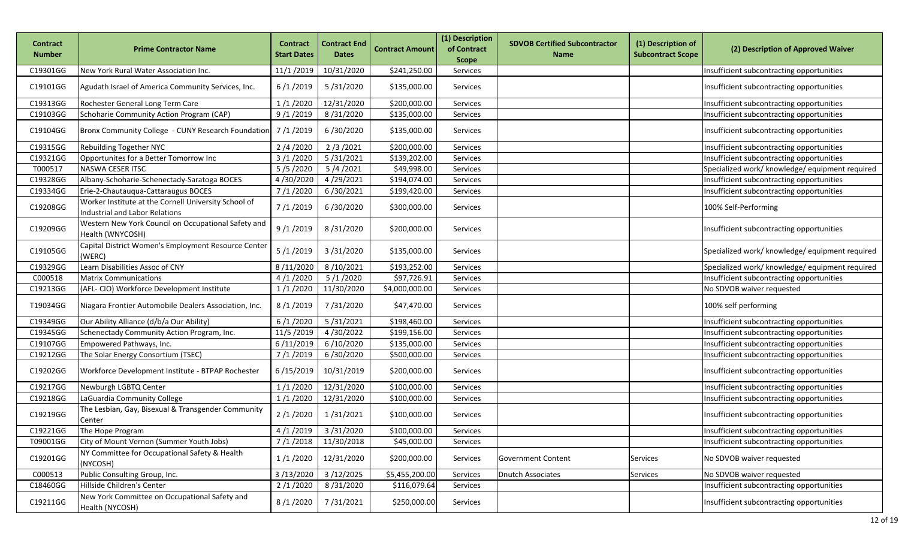| Contract Number | Prime Contractor Name | Contract Start Dates | Contract End Dates | Contract Amount | (1) Description of Contract Scope | SDVOB Certified Subcontractor Name | (1) Description of Subcontract Scope | (2) Description of Approved Waiver |
|---|---|---|---|---|---|---|---|---|
| C19301GG | New York Rural Water Association Inc. | 11/1 /2019 | 10/31/2020 | $241,250.00 | Services | | | Insufficient subcontracting opportunities |
| C19101GG | Agudath Israel of America Community Services, Inc. | 6 /1 /2019 | 5 /31/2020 | $135,000.00 | Services | | | Insufficient subcontracting opportunities |
| C19313GG | Rochester General Long Term Care | 1 /1 /2020 | 12/31/2020 | $200,000.00 | Services | | | Insufficient subcontracting opportunities |
| C19103GG | Schoharie Community Action Program (CAP) | 9 /1 /2019 | 8 /31/2020 | $135,000.00 | Services | | | Insufficient subcontracting opportunities |
| C19104GG | Bronx Community College - CUNY Research Foundation | 7 /1 /2019 | 6 /30/2020 | $135,000.00 | Services | | | Insufficient subcontracting opportunities |
| C19315GG | Rebuilding Together NYC | 2 /4 /2020 | 2 /3 /2021 | $200,000.00 | Services | | | Insufficient subcontracting opportunities |
| C19321GG | Opportunites for a Better Tomorrow Inc | 3 /1 /2020 | 5 /31/2021 | $139,202.00 | Services | | | Insufficient subcontracting opportunities |
| T000517 | NASWA CESER ITSC | 5 /5 /2020 | 5 /4 /2021 | $49,998.00 | Services | | | Specialized work/ knowledge/ equipment required |
| C19328GG | Albany-Schoharie-Schenectady-Saratoga BOCES | 4 /30/2020 | 4 /29/2021 | $194,074.00 | Services | | | Insufficient subcontracting opportunities |
| C19334GG | Erie-2-Chautauqua-Cattaraugus BOCES | 7 /1 /2020 | 6 /30/2021 | $199,420.00 | Services | | | Insufficient subcontracting opportunities |
| C19208GG | Worker Institute at the Cornell University School of Industrial and Labor Relations | 7 /1 /2019 | 6 /30/2020 | $300,000.00 | Services | | | 100% Self-Performing |
| C19209GG | Western New York Council on Occupational Safety and Health (WNYCOSH) | 9 /1 /2019 | 8 /31/2020 | $200,000.00 | Services | | | Insufficient subcontracting opportunities |
| C19105GG | Capital District Women's Employment Resource Center (WERC) | 5 /1 /2019 | 3 /31/2020 | $135,000.00 | Services | | | Specialized work/ knowledge/ equipment required |
| C19329GG | Learn Disabilities Assoc of CNY | 8 /11/2020 | 8 /10/2021 | $193,252.00 | Services | | | Specialized work/ knowledge/ equipment required |
| C000518 | Matrix Communications | 4 /1 /2020 | 5 /1 /2020 | $97,726.91 | Services | | | Insufficient subcontracting opportunities |
| C19213GG | (AFL- CIO) Workforce Development Institute | 1 /1 /2020 | 11/30/2020 | $4,000,000.00 | Services | | | No SDVOB waiver requested |
| T19034GG | Niagara Frontier Automobile Dealers Association, Inc. | 8 /1 /2019 | 7 /31/2020 | $47,470.00 | Services | | | 100% self performing |
| C19349GG | Our Ability Alliance (d/b/a Our Ability) | 6 /1 /2020 | 5 /31/2021 | $198,460.00 | Services | | | Insufficient subcontracting opportunities |
| C19345GG | Schenectady Community Action Program, Inc. | 11/5 /2019 | 4 /30/2022 | $199,156.00 | Services | | | Insufficient subcontracting opportunities |
| C19107GG | Empowered Pathways, Inc. | 6 /11/2019 | 6 /10/2020 | $135,000.00 | Services | | | Insufficient subcontracting opportunities |
| C19212GG | The Solar Energy Consortium (TSEC) | 7 /1 /2019 | 6 /30/2020 | $500,000.00 | Services | | | Insufficient subcontracting opportunities |
| C19202GG | Workforce Development Institute - BTPAP Rochester | 6 /15/2019 | 10/31/2019 | $200,000.00 | Services | | | Insufficient subcontracting opportunities |
| C19217GG | Newburgh LGBTQ Center | 1 /1 /2020 | 12/31/2020 | $100,000.00 | Services | | | Insufficient subcontracting opportunities |
| C19218GG | LaGuardia Community College | 1 /1 /2020 | 12/31/2020 | $100,000.00 | Services | | | Insufficient subcontracting opportunities |
| C19219GG | The Lesbian, Gay, Bisexual & Transgender Community Center | 2 /1 /2020 | 1 /31/2021 | $100,000.00 | Services | | | Insufficient subcontracting opportunities |
| C19221GG | The Hope Program | 4 /1 /2019 | 3 /31/2020 | $100,000.00 | Services | | | Insufficient subcontracting opportunities |
| T09001GG | City of Mount Vernon (Summer Youth Jobs) | 7 /1 /2018 | 11/30/2018 | $45,000.00 | Services | | | Insufficient subcontracting opportunities |
| C19201GG | NY Committee for Occupational Safety & Health (NYCOSH) | 1 /1 /2020 | 12/31/2020 | $200,000.00 | Services | Government Content | Services | No SDVOB waiver requested |
| C000513 | Public Consulting Group, Inc. | 3 /13/2020 | 3 /12/2025 | $5,455,200.00 | Services | Dnutch Associates | Services | No SDVOB waiver requested |
| C18460GG | Hillside Children's Center | 2 /1 /2020 | 8 /31/2020 | $116,079.64 | Services | | | Insufficient subcontracting opportunities |
| C19211GG | New York Committee on Occupational Safety and Health (NYCOSH) | 8 /1 /2020 | 7 /31/2021 | $250,000.00 | Services | | | Insufficient subcontracting opportunities |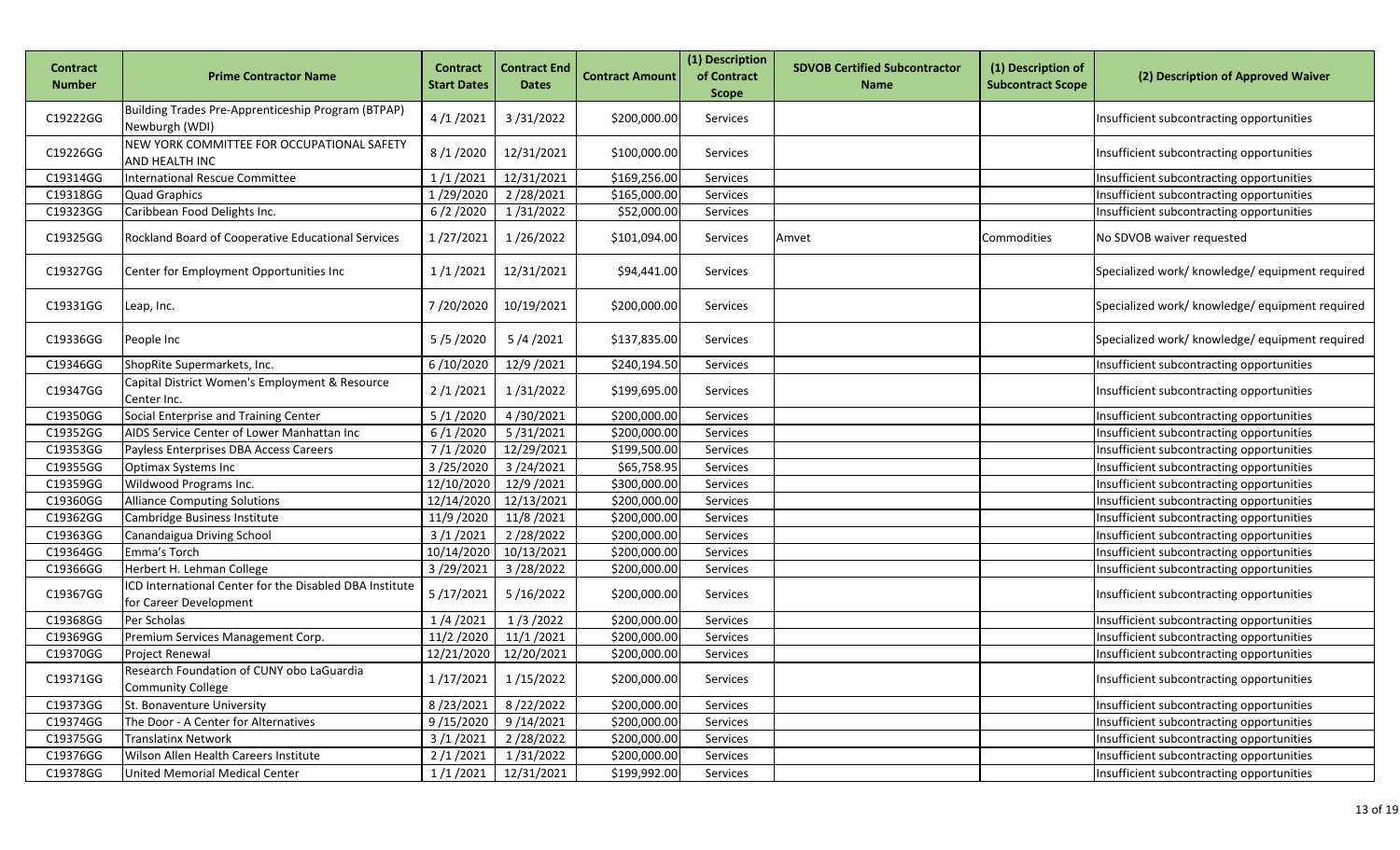| Contract Number | Prime Contractor Name | Contract Start Dates | Contract End Dates | Contract Amount | (1) Description of Contract Scope | SDVOB Certified Subcontractor Name | (1) Description of Subcontract Scope | (2) Description of Approved Waiver |
|---|---|---|---|---|---|---|---|---|
| C19222GG | Building Trades Pre-Apprenticeship Program (BTPAP) Newburgh (WDI) | 4 /1 /2021 | 3 /31/2022 | $200,000.00 | Services | | | Insufficient subcontracting opportunities |
| C19226GG | NEW YORK COMMITTEE FOR OCCUPATIONAL SAFETY AND HEALTH INC | 8 /1 /2020 | 12/31/2021 | $100,000.00 | Services | | | Insufficient subcontracting opportunities |
| C19314GG | International Rescue Committee | 1 /1 /2021 | 12/31/2021 | $169,256.00 | Services | | | Insufficient subcontracting opportunities |
| C19318GG | Quad Graphics | 1 /29/2020 | 2 /28/2021 | $165,000.00 | Services | | | Insufficient subcontracting opportunities |
| C19323GG | Caribbean Food Delights Inc. | 6 /2 /2020 | 1 /31/2022 | $52,000.00 | Services | | | Insufficient subcontracting opportunities |
| C19325GG | Rockland Board of Cooperative Educational Services | 1 /27/2021 | 1 /26/2022 | $101,094.00 | Services | Amvet | Commodities | No SDVOB waiver requested |
| C19327GG | Center for Employment Opportunities Inc | 1 /1 /2021 | 12/31/2021 | $94,441.00 | Services | | | Specialized work/ knowledge/ equipment required |
| C19331GG | Leap, Inc. | 7 /20/2020 | 10/19/2021 | $200,000.00 | Services | | | Specialized work/ knowledge/ equipment required |
| C19336GG | People Inc | 5 /5 /2020 | 5 /4 /2021 | $137,835.00 | Services | | | Specialized work/ knowledge/ equipment required |
| C19346GG | ShopRite Supermarkets, Inc. | 6 /10/2020 | 12/9 /2021 | $240,194.50 | Services | | | Insufficient subcontracting opportunities |
| C19347GG | Capital District Women's Employment & Resource Center Inc. | 2 /1 /2021 | 1 /31/2022 | $199,695.00 | Services | | | Insufficient subcontracting opportunities |
| C19350GG | Social Enterprise and Training Center | 5 /1 /2020 | 4 /30/2021 | $200,000.00 | Services | | | Insufficient subcontracting opportunities |
| C19352GG | AIDS Service Center of Lower Manhattan Inc | 6 /1 /2020 | 5 /31/2021 | $200,000.00 | Services | | | Insufficient subcontracting opportunities |
| C19353GG | Payless Enterprises DBA Access Careers | 7 /1 /2020 | 12/29/2021 | $199,500.00 | Services | | | Insufficient subcontracting opportunities |
| C19355GG | Optimax Systems Inc | 3 /25/2020 | 3 /24/2021 | $65,758.95 | Services | | | Insufficient subcontracting opportunities |
| C19359GG | Wildwood Programs Inc. | 12/10/2020 | 12/9 /2021 | $300,000.00 | Services | | | Insufficient subcontracting opportunities |
| C19360GG | Alliance Computing Solutions | 12/14/2020 | 12/13/2021 | $200,000.00 | Services | | | Insufficient subcontracting opportunities |
| C19362GG | Cambridge Business Institute | 11/9 /2020 | 11/8 /2021 | $200,000.00 | Services | | | Insufficient subcontracting opportunities |
| C19363GG | Canandaigua Driving School | 3 /1 /2021 | 2 /28/2022 | $200,000.00 | Services | | | Insufficient subcontracting opportunities |
| C19364GG | Emma's Torch | 10/14/2020 | 10/13/2021 | $200,000.00 | Services | | | Insufficient subcontracting opportunities |
| C19366GG | Herbert H. Lehman College | 3 /29/2021 | 3 /28/2022 | $200,000.00 | Services | | | Insufficient subcontracting opportunities |
| C19367GG | ICD International Center for the Disabled DBA Institute for Career Development | 5 /17/2021 | 5 /16/2022 | $200,000.00 | Services | | | Insufficient subcontracting opportunities |
| C19368GG | Per Scholas | 1 /4 /2021 | 1 /3 /2022 | $200,000.00 | Services | | | Insufficient subcontracting opportunities |
| C19369GG | Premium Services Management Corp. | 11/2 /2020 | 11/1 /2021 | $200,000.00 | Services | | | Insufficient subcontracting opportunities |
| C19370GG | Project Renewal | 12/21/2020 | 12/20/2021 | $200,000.00 | Services | | | Insufficient subcontracting opportunities |
| C19371GG | Research Foundation of CUNY obo LaGuardia Community College | 1 /17/2021 | 1 /15/2022 | $200,000.00 | Services | | | Insufficient subcontracting opportunities |
| C19373GG | St. Bonaventure University | 8 /23/2021 | 8 /22/2022 | $200,000.00 | Services | | | Insufficient subcontracting opportunities |
| C19374GG | The Door - A Center for Alternatives | 9 /15/2020 | 9 /14/2021 | $200,000.00 | Services | | | Insufficient subcontracting opportunities |
| C19375GG | Translatinx Network | 3 /1 /2021 | 2 /28/2022 | $200,000.00 | Services | | | Insufficient subcontracting opportunities |
| C19376GG | Wilson Allen Health Careers Institute | 2 /1 /2021 | 1 /31/2022 | $200,000.00 | Services | | | Insufficient subcontracting opportunities |
| C19378GG | United Memorial Medical Center | 1 /1 /2021 | 12/31/2021 | $199,992.00 | Services | | | Insufficient subcontracting opportunities |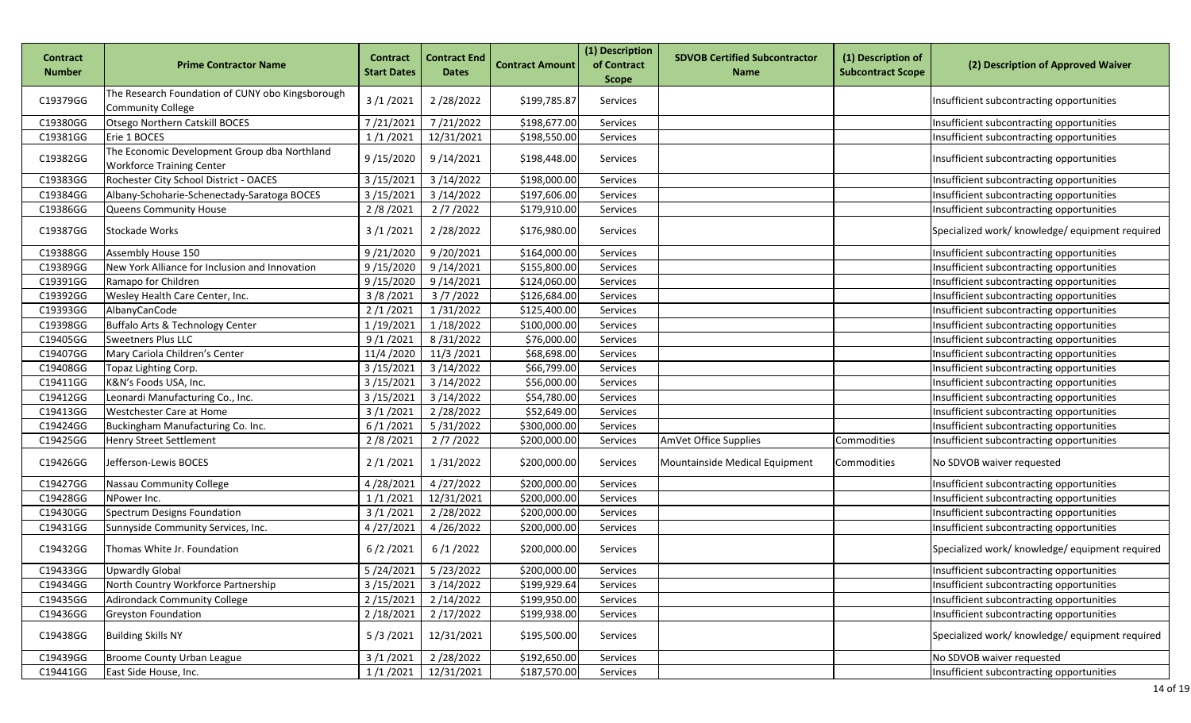| Contract Number | Prime Contractor Name | Contract Start Dates | Contract End Dates | Contract Amount | (1) Description of Contract Scope | SDVOB Certified Subcontractor Name | (1) Description of Subcontract Scope | (2) Description of Approved Waiver |
|---|---|---|---|---|---|---|---|---|
| C19379GG | The Research Foundation of CUNY obo Kingsborough Community College | 3 /1 /2021 | 2 /28/2022 | $199,785.87 | Services | | | Insufficient subcontracting opportunities |
| C19380GG | Otsego Northern Catskill BOCES | 7 /21/2021 | 7 /21/2022 | $198,677.00 | Services | | | Insufficient subcontracting opportunities |
| C19381GG | Erie 1 BOCES | 1 /1 /2021 | 12/31/2021 | $198,550.00 | Services | | | Insufficient subcontracting opportunities |
| C19382GG | The Economic Development Group dba Northland Workforce Training Center | 9 /15/2020 | 9 /14/2021 | $198,448.00 | Services | | | Insufficient subcontracting opportunities |
| C19383GG | Rochester City School District - OACES | 3 /15/2021 | 3 /14/2022 | $198,000.00 | Services | | | Insufficient subcontracting opportunities |
| C19384GG | Albany-Schoharie-Schenectady-Saratoga BOCES | 3 /15/2021 | 3 /14/2022 | $197,606.00 | Services | | | Insufficient subcontracting opportunities |
| C19386GG | Queens Community House | 2 /8 /2021 | 2 /7 /2022 | $179,910.00 | Services | | | Insufficient subcontracting opportunities |
| C19387GG | Stockade Works | 3 /1 /2021 | 2 /28/2022 | $176,980.00 | Services | | | Specialized work/ knowledge/ equipment required |
| C19388GG | Assembly House 150 | 9 /21/2020 | 9 /20/2021 | $164,000.00 | Services | | | Insufficient subcontracting opportunities |
| C19389GG | New York Alliance for Inclusion and Innovation | 9 /15/2020 | 9 /14/2021 | $155,800.00 | Services | | | Insufficient subcontracting opportunities |
| C19391GG | Ramapo for Children | 9 /15/2020 | 9 /14/2021 | $124,060.00 | Services | | | Insufficient subcontracting opportunities |
| C19392GG | Wesley Health Care Center, Inc. | 3 /8 /2021 | 3 /7 /2022 | $126,684.00 | Services | | | Insufficient subcontracting opportunities |
| C19393GG | AlbanyCanCode | 2 /1 /2021 | 1 /31/2022 | $125,400.00 | Services | | | Insufficient subcontracting opportunities |
| C19398GG | Buffalo Arts & Technology Center | 1 /19/2021 | 1 /18/2022 | $100,000.00 | Services | | | Insufficient subcontracting opportunities |
| C19405GG | Sweetners Plus LLC | 9 /1 /2021 | 8 /31/2022 | $76,000.00 | Services | | | Insufficient subcontracting opportunities |
| C19407GG | Mary Cariola Children's Center | 11/4 /2020 | 11/3 /2021 | $68,698.00 | Services | | | Insufficient subcontracting opportunities |
| C19408GG | Topaz Lighting Corp. | 3 /15/2021 | 3 /14/2022 | $66,799.00 | Services | | | Insufficient subcontracting opportunities |
| C19411GG | K&N's Foods USA, Inc. | 3 /15/2021 | 3 /14/2022 | $56,000.00 | Services | | | Insufficient subcontracting opportunities |
| C19412GG | Leonardi Manufacturing Co., Inc. | 3 /15/2021 | 3 /14/2022 | $54,780.00 | Services | | | Insufficient subcontracting opportunities |
| C19413GG | Westchester Care at Home | 3 /1 /2021 | 2 /28/2022 | $52,649.00 | Services | | | Insufficient subcontracting opportunities |
| C19424GG | Buckingham Manufacturing Co. Inc. | 6 /1 /2021 | 5 /31/2022 | $300,000.00 | Services | | | Insufficient subcontracting opportunities |
| C19425GG | Henry Street Settlement | 2 /8 /2021 | 2 /7 /2022 | $200,000.00 | Services | AmVet Office Supplies | Commodities | Insufficient subcontracting opportunities |
| C19426GG | Jefferson-Lewis BOCES | 2 /1 /2021 | 1 /31/2022 | $200,000.00 | Services | Mountainside Medical Equipment | Commodities | No SDVOB waiver requested |
| C19427GG | Nassau Community College | 4 /28/2021 | 4 /27/2022 | $200,000.00 | Services | | | Insufficient subcontracting opportunities |
| C19428GG | NPower Inc. | 1 /1 /2021 | 12/31/2021 | $200,000.00 | Services | | | Insufficient subcontracting opportunities |
| C19430GG | Spectrum Designs Foundation | 3 /1 /2021 | 2 /28/2022 | $200,000.00 | Services | | | Insufficient subcontracting opportunities |
| C19431GG | Sunnyside Community Services, Inc. | 4 /27/2021 | 4 /26/2022 | $200,000.00 | Services | | | Insufficient subcontracting opportunities |
| C19432GG | Thomas White Jr. Foundation | 6 /2 /2021 | 6 /1 /2022 | $200,000.00 | Services | | | Specialized work/ knowledge/ equipment required |
| C19433GG | Upwardly Global | 5 /24/2021 | 5 /23/2022 | $200,000.00 | Services | | | Insufficient subcontracting opportunities |
| C19434GG | North Country Workforce Partnership | 3 /15/2021 | 3 /14/2022 | $199,929.64 | Services | | | Insufficient subcontracting opportunities |
| C19435GG | Adirondack Community College | 2 /15/2021 | 2 /14/2022 | $199,950.00 | Services | | | Insufficient subcontracting opportunities |
| C19436GG | Greyston Foundation | 2 /18/2021 | 2 /17/2022 | $199,938.00 | Services | | | Insufficient subcontracting opportunities |
| C19438GG | Building Skills NY | 5 /3 /2021 | 12/31/2021 | $195,500.00 | Services | | | Specialized work/ knowledge/ equipment required |
| C19439GG | Broome County Urban League | 3 /1 /2021 | 2 /28/2022 | $192,650.00 | Services | | | No SDVOB waiver requested |
| C19441GG | East Side House, Inc. | 1 /1 /2021 | 12/31/2021 | $187,570.00 | Services | | | Insufficient subcontracting opportunities |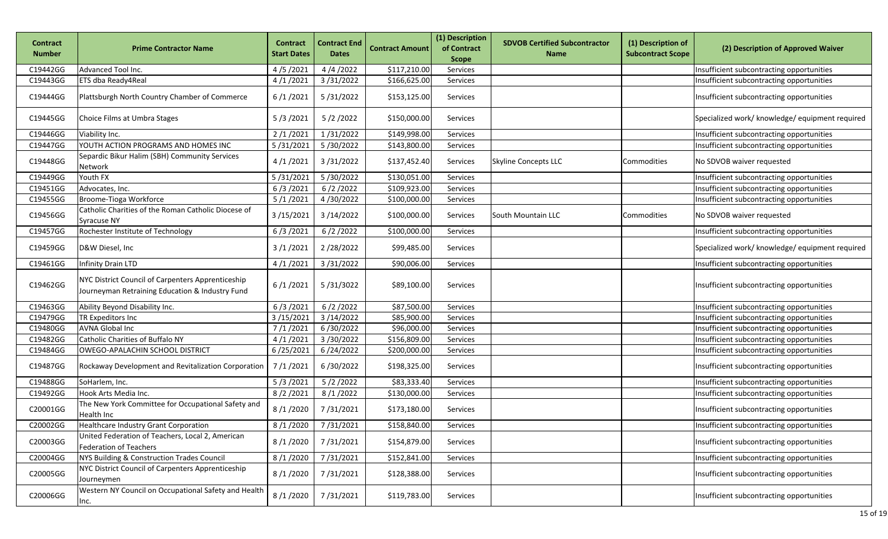| Contract Number | Prime Contractor Name | Contract Start Dates | Contract End Dates | Contract Amount | (1) Description of Contract Scope | SDVOB Certified Subcontractor Name | (1) Description of Subcontract Scope | (2) Description of Approved Waiver |
|---|---|---|---|---|---|---|---|---|
| C19442GG | Advanced Tool Inc. | 4 /5 /2021 | 4 /4 /2022 | $117,210.00 | Services | | | Insufficient subcontracting opportunities |
| C19443GG | ETS dba Ready4Real | 4 /1 /2021 | 3 /31/2022 | $166,625.00 | Services | | | Insufficient subcontracting opportunities |
| C19444GG | Plattsburgh North Country Chamber of Commerce | 6 /1 /2021 | 5 /31/2022 | $153,125.00 | Services | | | Insufficient subcontracting opportunities |
| C19445GG | Choice Films at Umbra Stages | 5 /3 /2021 | 5 /2 /2022 | $150,000.00 | Services | | | Specialized work/ knowledge/ equipment required |
| C19446GG | Viability Inc. | 2 /1 /2021 | 1 /31/2022 | $149,998.00 | Services | | | Insufficient subcontracting opportunities |
| C19447GG | YOUTH ACTION PROGRAMS AND HOMES INC | 5 /31/2021 | 5 /30/2022 | $143,800.00 | Services | | | Insufficient subcontracting opportunities |
| C19448GG | Separdic Bikur Halim (SBH) Community Services Network | 4 /1 /2021 | 3 /31/2022 | $137,452.40 | Services | Skyline Concepts LLC | Commodities | No SDVOB waiver requested |
| C19449GG | Youth FX | 5 /31/2021 | 5 /30/2022 | $130,051.00 | Services | | | Insufficient subcontracting opportunities |
| C19451GG | Advocates, Inc. | 6 /3 /2021 | 6 /2 /2022 | $109,923.00 | Services | | | Insufficient subcontracting opportunities |
| C19455GG | Broome-Tioga Workforce | 5 /1 /2021 | 4 /30/2022 | $100,000.00 | Services | | | Insufficient subcontracting opportunities |
| C19456GG | Catholic Charities of the Roman Catholic Diocese of Syracuse NY | 3 /15/2021 | 3 /14/2022 | $100,000.00 | Services | South Mountain LLC | Commodities | No SDVOB waiver requested |
| C19457GG | Rochester Institute of Technology | 6 /3 /2021 | 6 /2 /2022 | $100,000.00 | Services | | | Insufficient subcontracting opportunities |
| C19459GG | D&W Diesel, Inc | 3 /1 /2021 | 2 /28/2022 | $99,485.00 | Services | | | Specialized work/ knowledge/ equipment required |
| C19461GG | Infinity Drain LTD | 4 /1 /2021 | 3 /31/2022 | $90,006.00 | Services | | | Insufficient subcontracting opportunities |
| C19462GG | NYC District Council of Carpenters Apprenticeship Journeyman Retraining Education & Industry Fund | 6 /1 /2021 | 5 /31/3022 | $89,100.00 | Services | | | Insufficient subcontracting opportunities |
| C19463GG | Ability Beyond Disability Inc. | 6 /3 /2021 | 6 /2 /2022 | $87,500.00 | Services | | | Insufficient subcontracting opportunities |
| C19479GG | TR Expeditors Inc | 3 /15/2021 | 3 /14/2022 | $85,900.00 | Services | | | Insufficient subcontracting opportunities |
| C19480GG | AVNA Global Inc | 7 /1 /2021 | 6 /30/2022 | $96,000.00 | Services | | | Insufficient subcontracting opportunities |
| C19482GG | Catholic Charities of Buffalo NY | 4 /1 /2021 | 3 /30/2022 | $156,809.00 | Services | | | Insufficient subcontracting opportunities |
| C19484GG | OWEGO-APALACHIN SCHOOL DISTRICT | 6 /25/2021 | 6 /24/2022 | $200,000.00 | Services | | | Insufficient subcontracting opportunities |
| C19487GG | Rockaway Development and Revitalization Corporation | 7 /1 /2021 | 6 /30/2022 | $198,325.00 | Services | | | Insufficient subcontracting opportunities |
| C19488GG | SoHarlem, Inc. | 5 /3 /2021 | 5 /2 /2022 | $83,333.40 | Services | | | Insufficient subcontracting opportunities |
| C19492GG | Hook Arts Media Inc. | 8 /2 /2021 | 8 /1 /2022 | $130,000.00 | Services | | | Insufficient subcontracting opportunities |
| C20001GG | The New York Committee for Occupational Safety and Health Inc | 8 /1 /2020 | 7 /31/2021 | $173,180.00 | Services | | | Insufficient subcontracting opportunities |
| C20002GG | Healthcare Industry Grant Corporation | 8 /1 /2020 | 7 /31/2021 | $158,840.00 | Services | | | Insufficient subcontracting opportunities |
| C20003GG | United Federation of Teachers, Local 2, American Federation of Teachers | 8 /1 /2020 | 7 /31/2021 | $154,879.00 | Services | | | Insufficient subcontracting opportunities |
| C20004GG | NYS Building & Construction Trades Council | 8 /1 /2020 | 7 /31/2021 | $152,841.00 | Services | | | Insufficient subcontracting opportunities |
| C20005GG | NYC District Council of Carpenters Apprenticeship Journeymen | 8 /1 /2020 | 7 /31/2021 | $128,388.00 | Services | | | Insufficient subcontracting opportunities |
| C20006GG | Western NY Council on Occupational Safety and Health Inc. | 8 /1 /2020 | 7 /31/2021 | $119,783.00 | Services | | | Insufficient subcontracting opportunities |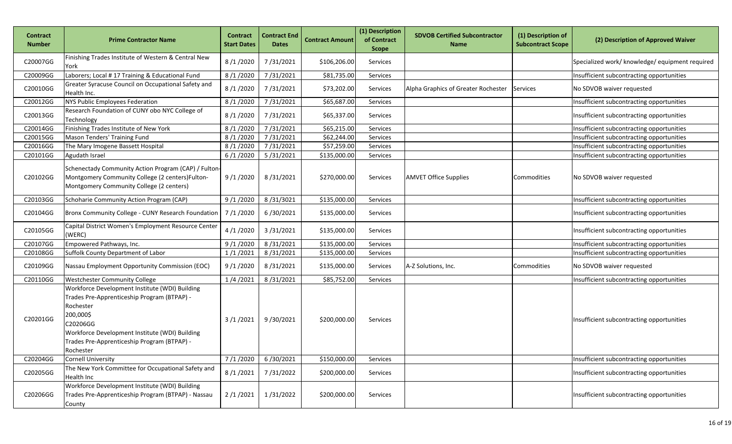| Contract Number | Prime Contractor Name | Contract Start Dates | Contract End Dates | Contract Amount | (1) Description of Contract Scope | SDVOB Certified Subcontractor Name | (1) Description of Subcontract Scope | (2) Description of Approved Waiver |
|---|---|---|---|---|---|---|---|---|
| C20007GG | Finishing Trades Institute of Western & Central New York | 8 /1 /2020 | 7 /31/2021 | $106,206.00 | Services | | | Specialized work/ knowledge/ equipment required |
| C20009GG | Laborers; Local # 17 Training & Educational Fund | 8 /1 /2020 | 7 /31/2021 | $81,735.00 | Services | | | Insufficient subcontracting opportunities |
| C20010GG | Greater Syracuse Council on Occupational Safety and Health Inc. | 8 /1 /2020 | 7 /31/2021 | $73,202.00 | Services | Alpha Graphics of Greater Rochester | Services | No SDVOB waiver requested |
| C20012GG | NYS Public Employees Federation | 8 /1 /2020 | 7 /31/2021 | $65,687.00 | Services | | | Insufficient subcontracting opportunities |
| C20013GG | Research Foundation of CUNY obo NYC College of Technology | 8 /1 /2020 | 7 /31/2021 | $65,337.00 | Services | | | Insufficient subcontracting opportunities |
| C20014GG | Finishing Trades Institute of New York | 8 /1 /2020 | 7 /31/2021 | $65,215.00 | Services | | | Insufficient subcontracting opportunities |
| C20015GG | Mason Tenders' Training Fund | 8 /1 /2020 | 7 /31/2021 | $62,244.00 | Services | | | Insufficient subcontracting opportunities |
| C20016GG | The Mary Imogene Bassett Hospital | 8 /1 /2020 | 7 /31/2021 | $57,259.00 | Services | | | Insufficient subcontracting opportunities |
| C20101GG | Agudath Israel | 6 /1 /2020 | 5 /31/2021 | $135,000.00 | Services | | | Insufficient subcontracting opportunities |
| C20102GG | Schenectady Community Action Program (CAP) / Fulton-Montgomery Community College (2 centers)Fulton-Montgomery Community College (2 centers) | 9 /1 /2020 | 8 /31/2021 | $270,000.00 | Services | AMVET Office Supplies | Commodities | No SDVOB waiver requested |
| C20103GG | Schoharie Community Action Program (CAP) | 9 /1 /2020 | 8 /31/3021 | $135,000.00 | Services | | | Insufficient subcontracting opportunities |
| C20104GG | Bronx Community College - CUNY Research Foundation | 7 /1 /2020 | 6 /30/2021 | $135,000.00 | Services | | | Insufficient subcontracting opportunities |
| C20105GG | Capital District Women's Employment Resource Center (WERC) | 4 /1 /2020 | 3 /31/2021 | $135,000.00 | Services | | | Insufficient subcontracting opportunities |
| C20107GG | Empowered Pathways, Inc. | 9 /1 /2020 | 8 /31/2021 | $135,000.00 | Services | | | Insufficient subcontracting opportunities |
| C20108GG | Suffolk County Department of Labor | 1 /1 /2021 | 8 /31/2021 | $135,000.00 | Services | | | Insufficient subcontracting opportunities |
| C20109GG | Nassau Employment Opportunity Commission (EOC) | 9 /1 /2020 | 8 /31/2021 | $135,000.00 | Services | A-Z Solutions, Inc. | Commodities | No SDVOB waiver requested |
| C20110GG | Westchester Community College | 1 /4 /2021 | 8 /31/2021 | $85,752.00 | Services | | | Insufficient subcontracting opportunities |
| C20201GG | Workforce Development Institute (WDI) Building Trades Pre-Apprenticeship Program (BTPAP) - Rochester 200,000$ C20206GG Workforce Development Institute (WDI) Building Trades Pre-Apprenticeship Program (BTPAP) - Rochester | 3 /1 /2021 | 9 /30/2021 | $200,000.00 | Services | | | Insufficient subcontracting opportunities |
| C20204GG | Cornell University | 7 /1 /2020 | 6 /30/2021 | $150,000.00 | Services | | | Insufficient subcontracting opportunities |
| C20205GG | The New York Committee for Occupational Safety and Health Inc | 8 /1 /2021 | 7 /31/2022 | $200,000.00 | Services | | | Insufficient subcontracting opportunities |
| C20206GG | Workforce Development Institute (WDI) Building Trades Pre-Apprenticeship Program (BTPAP) - Nassau County | 2 /1 /2021 | 1 /31/2022 | $200,000.00 | Services | | | Insufficient subcontracting opportunities |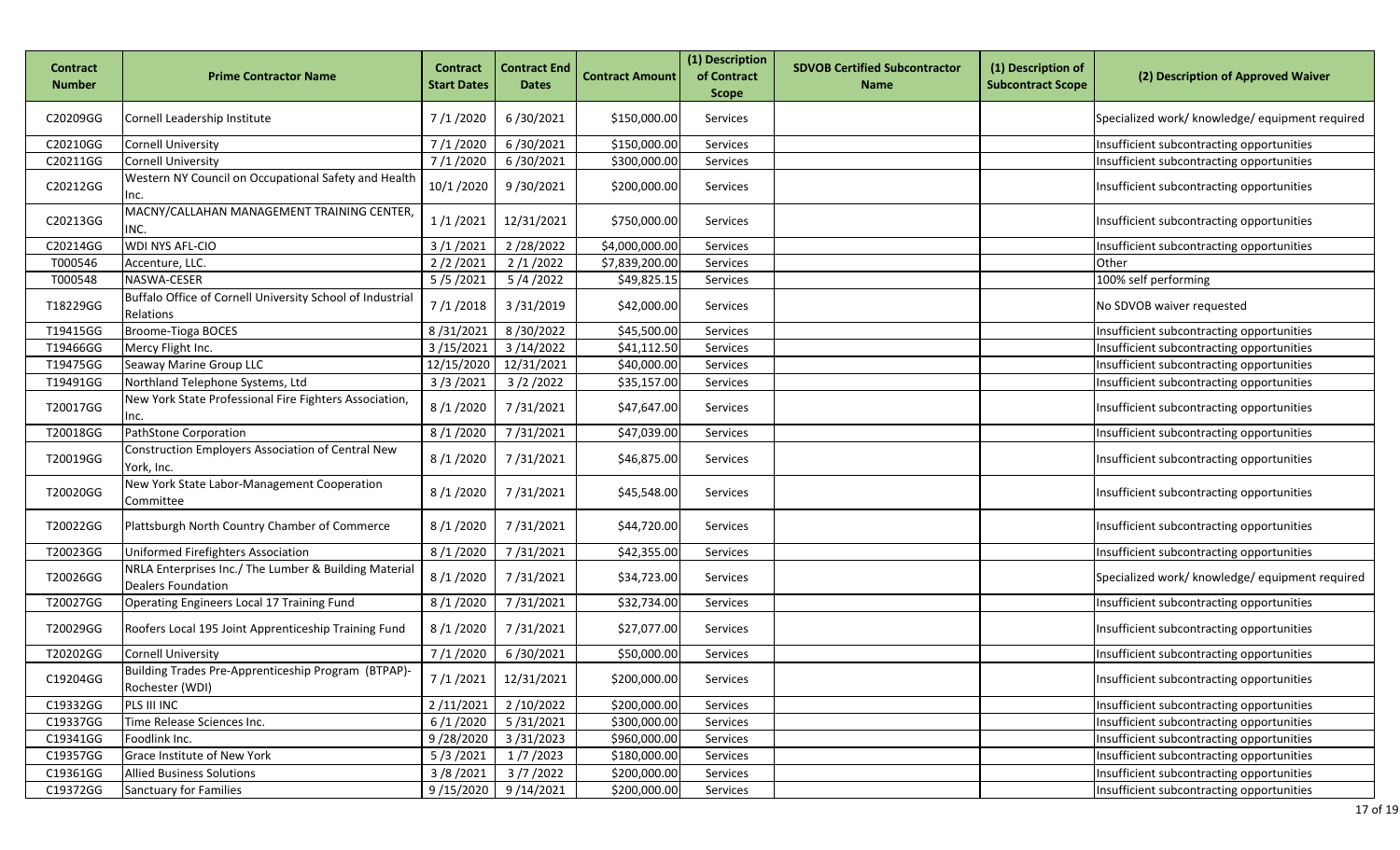| Contract Number | Prime Contractor Name | Contract Start Dates | Contract End Dates | Contract Amount | (1) Description of Contract Scope | SDVOB Certified Subcontractor Name | (1) Description of Subcontract Scope | (2) Description of Approved Waiver |
|---|---|---|---|---|---|---|---|---|
| C20209GG | Cornell Leadership Institute | 7 /1 /2020 | 6 /30/2021 | $150,000.00 | Services | | | Specialized work/ knowledge/ equipment required |
| C20210GG | Cornell University | 7 /1 /2020 | 6 /30/2021 | $150,000.00 | Services | | | Insufficient subcontracting opportunities |
| C20211GG | Cornell University | 7 /1 /2020 | 6 /30/2021 | $300,000.00 | Services | | | Insufficient subcontracting opportunities |
| C20212GG | Western NY Council on Occupational Safety and Health Inc. | 10/1 /2020 | 9 /30/2021 | $200,000.00 | Services | | | Insufficient subcontracting opportunities |
| C20213GG | MACNY/CALLAHAN MANAGEMENT TRAINING CENTER, INC. | 1 /1 /2021 | 12/31/2021 | $750,000.00 | Services | | | Insufficient subcontracting opportunities |
| C20214GG | WDI NYS AFL-CIO | 3 /1 /2021 | 2 /28/2022 | $4,000,000.00 | Services | | | Insufficient subcontracting opportunities |
| T000546 | Accenture, LLC. | 2 /2 /2021 | 2 /1 /2022 | $7,839,200.00 | Services | | | Other |
| T000548 | NASWA-CESER | 5 /5 /2021 | 5 /4 /2022 | $49,825.15 | Services | | | 100% self performing |
| T18229GG | Buffalo Office of Cornell University School of Industrial Relations | 7 /1 /2018 | 3 /31/2019 | $42,000.00 | Services | | | No SDVOB waiver requested |
| T19415GG | Broome-Tioga BOCES | 8 /31/2021 | 8 /30/2022 | $45,500.00 | Services | | | Insufficient subcontracting opportunities |
| T19466GG | Mercy Flight Inc. | 3 /15/2021 | 3 /14/2022 | $41,112.50 | Services | | | Insufficient subcontracting opportunities |
| T19475GG | Seaway Marine Group LLC | 12/15/2020 | 12/31/2021 | $40,000.00 | Services | | | Insufficient subcontracting opportunities |
| T19491GG | Northland Telephone Systems, Ltd | 3 /3 /2021 | 3 /2 /2022 | $35,157.00 | Services | | | Insufficient subcontracting opportunities |
| T20017GG | New York State Professional Fire Fighters Association, Inc. | 8 /1 /2020 | 7 /31/2021 | $47,647.00 | Services | | | Insufficient subcontracting opportunities |
| T20018GG | PathStone Corporation | 8 /1 /2020 | 7 /31/2021 | $47,039.00 | Services | | | Insufficient subcontracting opportunities |
| T20019GG | Construction Employers Association of Central New York, Inc. | 8 /1 /2020 | 7 /31/2021 | $46,875.00 | Services | | | Insufficient subcontracting opportunities |
| T20020GG | New York State Labor-Management Cooperation Committee | 8 /1 /2020 | 7 /31/2021 | $45,548.00 | Services | | | Insufficient subcontracting opportunities |
| T20022GG | Plattsburgh North Country Chamber of Commerce | 8 /1 /2020 | 7 /31/2021 | $44,720.00 | Services | | | Insufficient subcontracting opportunities |
| T20023GG | Uniformed Firefighters Association | 8 /1 /2020 | 7 /31/2021 | $42,355.00 | Services | | | Insufficient subcontracting opportunities |
| T20026GG | NRLA Enterprises Inc./ The Lumber & Building Material Dealers Foundation | 8 /1 /2020 | 7 /31/2021 | $34,723.00 | Services | | | Specialized work/ knowledge/ equipment required |
| T20027GG | Operating Engineers Local 17 Training Fund | 8 /1 /2020 | 7 /31/2021 | $32,734.00 | Services | | | Insufficient subcontracting opportunities |
| T20029GG | Roofers Local 195 Joint Apprenticeship Training Fund | 8 /1 /2020 | 7 /31/2021 | $27,077.00 | Services | | | Insufficient subcontracting opportunities |
| T20202GG | Cornell University | 7 /1 /2020 | 6 /30/2021 | $50,000.00 | Services | | | Insufficient subcontracting opportunities |
| C19204GG | Building Trades Pre-Apprenticeship Program (BTPAP)-Rochester (WDI) | 7 /1 /2021 | 12/31/2021 | $200,000.00 | Services | | | Insufficient subcontracting opportunities |
| C19332GG | PLS III INC | 2 /11/2021 | 2 /10/2022 | $200,000.00 | Services | | | Insufficient subcontracting opportunities |
| C19337GG | Time Release Sciences Inc. | 6 /1 /2020 | 5 /31/2021 | $300,000.00 | Services | | | Insufficient subcontracting opportunities |
| C19341GG | Foodlink Inc. | 9 /28/2020 | 3 /31/2023 | $960,000.00 | Services | | | Insufficient subcontracting opportunities |
| C19357GG | Grace Institute of New York | 5 /3 /2021 | 1 /7 /2023 | $180,000.00 | Services | | | Insufficient subcontracting opportunities |
| C19361GG | Allied Business Solutions | 3 /8 /2021 | 3 /7 /2022 | $200,000.00 | Services | | | Insufficient subcontracting opportunities |
| C19372GG | Sanctuary for Families | 9 /15/2020 | 9 /14/2021 | $200,000.00 | Services | | | Insufficient subcontracting opportunities |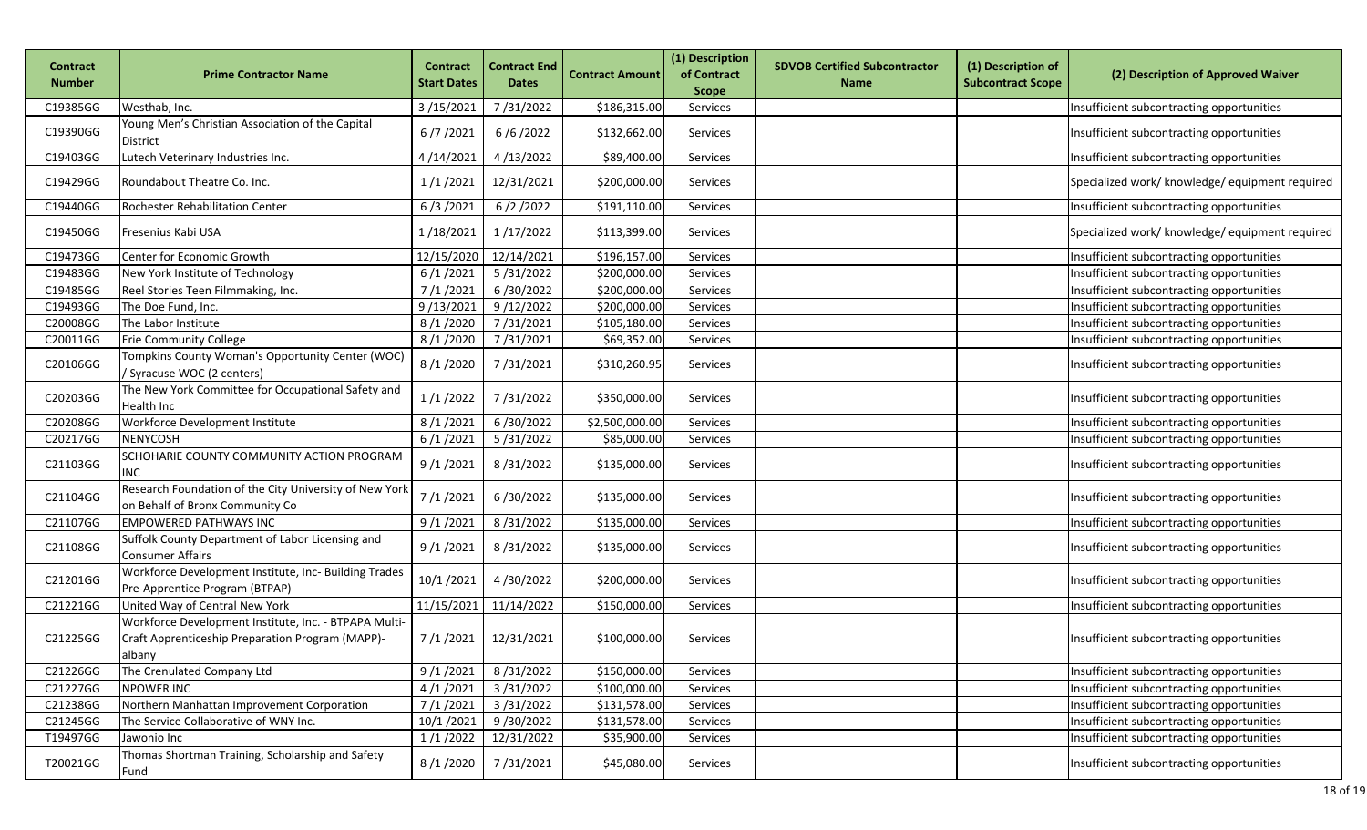| Contract Number | Prime Contractor Name | Contract Start Dates | Contract End Dates | Contract Amount | (1) Description of Contract Scope | SDVOB Certified Subcontractor Name | (1) Description of Subcontract Scope | (2) Description of Approved Waiver |
|---|---|---|---|---|---|---|---|---|
| C19385GG | Westhab, Inc. | 3 /15/2021 | 7 /31/2022 | $186,315.00 | Services | | | Insufficient subcontracting opportunities |
| C19390GG | Young Men's Christian Association of the Capital District | 6 /7 /2021 | 6 /6 /2022 | $132,662.00 | Services | | | Insufficient subcontracting opportunities |
| C19403GG | Lutech Veterinary Industries Inc. | 4 /14/2021 | 4 /13/2022 | $89,400.00 | Services | | | Insufficient subcontracting opportunities |
| C19429GG | Roundabout Theatre Co. Inc. | 1 /1 /2021 | 12/31/2021 | $200,000.00 | Services | | | Specialized work/ knowledge/ equipment required |
| C19440GG | Rochester Rehabilitation Center | 6 /3 /2021 | 6 /2 /2022 | $191,110.00 | Services | | | Insufficient subcontracting opportunities |
| C19450GG | Fresenius Kabi USA | 1 /18/2021 | 1 /17/2022 | $113,399.00 | Services | | | Specialized work/ knowledge/ equipment required |
| C19473GG | Center for Economic Growth | 12/15/2020 | 12/14/2021 | $196,157.00 | Services | | | Insufficient subcontracting opportunities |
| C19483GG | New York Institute of Technology | 6 /1 /2021 | 5 /31/2022 | $200,000.00 | Services | | | Insufficient subcontracting opportunities |
| C19485GG | Reel Stories Teen Filmmaking, Inc. | 7 /1 /2021 | 6 /30/2022 | $200,000.00 | Services | | | Insufficient subcontracting opportunities |
| C19493GG | The Doe Fund, Inc. | 9 /13/2021 | 9 /12/2022 | $200,000.00 | Services | | | Insufficient subcontracting opportunities |
| C20008GG | The Labor Institute | 8 /1 /2020 | 7 /31/2021 | $105,180.00 | Services | | | Insufficient subcontracting opportunities |
| C20011GG | Erie Community College | 8 /1 /2020 | 7 /31/2021 | $69,352.00 | Services | | | Insufficient subcontracting opportunities |
| C20106GG | Tompkins County Woman's Opportunity Center (WOC) / Syracuse WOC (2 centers) | 8 /1 /2020 | 7 /31/2021 | $310,260.95 | Services | | | Insufficient subcontracting opportunities |
| C20203GG | The New York Committee for Occupational Safety and Health Inc | 1 /1 /2022 | 7 /31/2022 | $350,000.00 | Services | | | Insufficient subcontracting opportunities |
| C20208GG | Workforce Development Institute | 8 /1 /2021 | 6 /30/2022 | $2,500,000.00 | Services | | | Insufficient subcontracting opportunities |
| C20217GG | NENYCOSH | 6 /1 /2021 | 5 /31/2022 | $85,000.00 | Services | | | Insufficient subcontracting opportunities |
| C21103GG | SCHOHARIE COUNTY COMMUNITY ACTION PROGRAM INC | 9 /1 /2021 | 8 /31/2022 | $135,000.00 | Services | | | Insufficient subcontracting opportunities |
| C21104GG | Research Foundation of the City University of New York on Behalf of Bronx Community Co | 7 /1 /2021 | 6 /30/2022 | $135,000.00 | Services | | | Insufficient subcontracting opportunities |
| C21107GG | EMPOWERED PATHWAYS INC | 9 /1 /2021 | 8 /31/2022 | $135,000.00 | Services | | | Insufficient subcontracting opportunities |
| C21108GG | Suffolk County Department of Labor Licensing and Consumer Affairs | 9 /1 /2021 | 8 /31/2022 | $135,000.00 | Services | | | Insufficient subcontracting opportunities |
| C21201GG | Workforce Development Institute, Inc- Building Trades Pre-Apprentice Program (BTPAP) | 10/1 /2021 | 4 /30/2022 | $200,000.00 | Services | | | Insufficient subcontracting opportunities |
| C21221GG | United Way of Central New York | 11/15/2021 | 11/14/2022 | $150,000.00 | Services | | | Insufficient subcontracting opportunities |
| C21225GG | Workforce Development Institute, Inc. - BTPAPA Multi-Craft Apprenticeship Preparation Program (MAPP)-albany | 7 /1 /2021 | 12/31/2021 | $100,000.00 | Services | | | Insufficient subcontracting opportunities |
| C21226GG | The Crenulated Company Ltd | 9 /1 /2021 | 8 /31/2022 | $150,000.00 | Services | | | Insufficient subcontracting opportunities |
| C21227GG | NPOWER INC | 4 /1 /2021 | 3 /31/2022 | $100,000.00 | Services | | | Insufficient subcontracting opportunities |
| C21238GG | Northern Manhattan Improvement Corporation | 7 /1 /2021 | 3 /31/2022 | $131,578.00 | Services | | | Insufficient subcontracting opportunities |
| C21245GG | The Service Collaborative of WNY Inc. | 10/1 /2021 | 9 /30/2022 | $131,578.00 | Services | | | Insufficient subcontracting opportunities |
| T19497GG | Jawonio Inc | 1 /1 /2022 | 12/31/2022 | $35,900.00 | Services | | | Insufficient subcontracting opportunities |
| T20021GG | Thomas Shortman Training, Scholarship and Safety Fund | 8 /1 /2020 | 7 /31/2021 | $45,080.00 | Services | | | Insufficient subcontracting opportunities |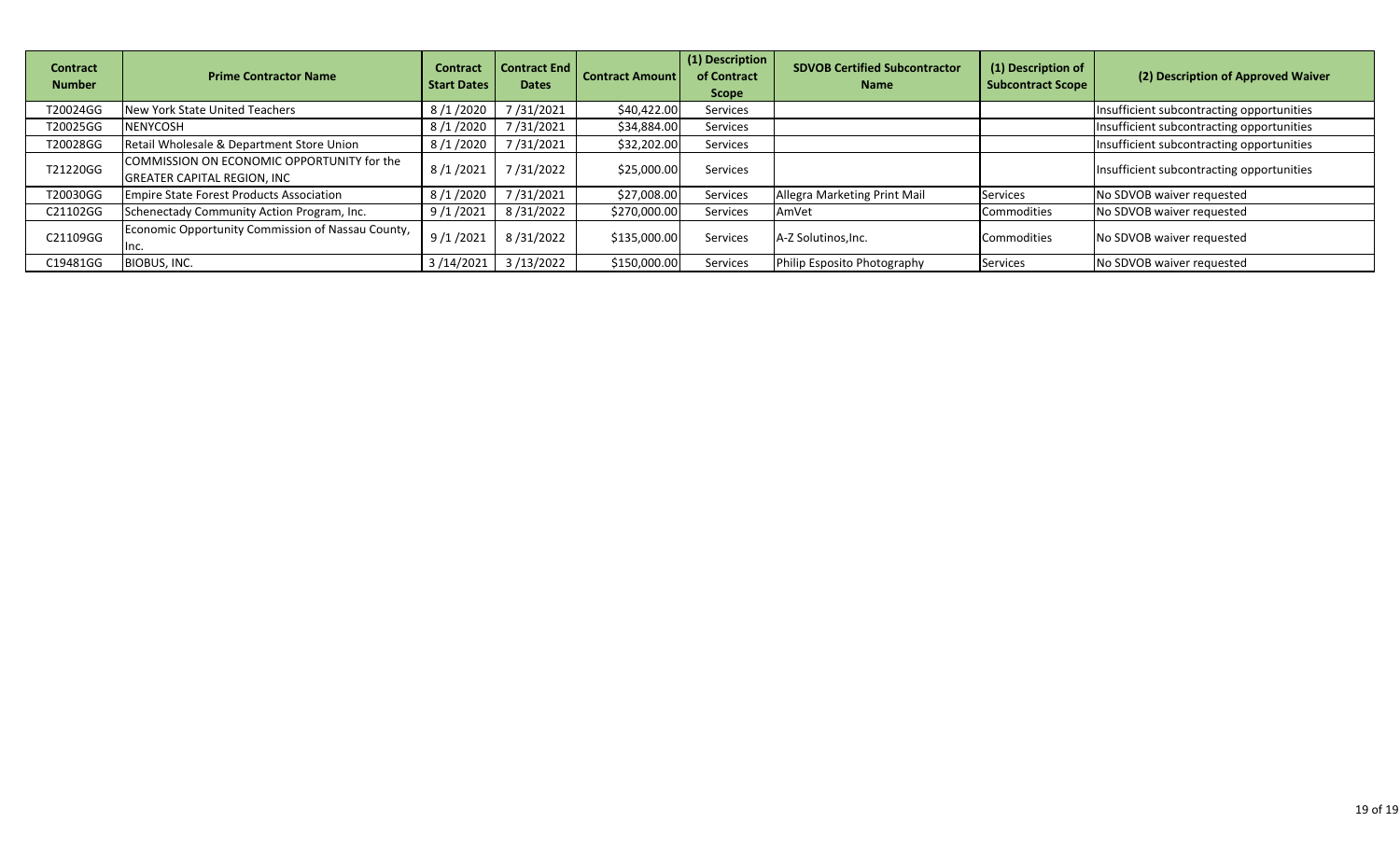| Contract Number | Prime Contractor Name | Contract Start Dates | Contract End Dates | Contract Amount | (1) Description of Contract Scope | SDVOB Certified Subcontractor Name | (1) Description of Subcontract Scope | (2) Description of Approved Waiver |
|---|---|---|---|---|---|---|---|---|
| T20024GG | New York State United Teachers | 8 /1 /2020 | 7 /31/2021 | $40,422.00 | Services | | | Insufficient subcontracting opportunities |
| T20025GG | NENYCOSH | 8 /1 /2020 | 7 /31/2021 | $34,884.00 | Services | | | Insufficient subcontracting opportunities |
| T20028GG | Retail Wholesale & Department Store Union | 8 /1 /2020 | 7 /31/2021 | $32,202.00 | Services | | | Insufficient subcontracting opportunities |
| T21220GG | COMMISSION ON ECONOMIC OPPORTUNITY for the GREATER CAPITAL REGION, INC | 8 /1 /2021 | 7 /31/2022 | $25,000.00 | Services | | | Insufficient subcontracting opportunities |
| T20030GG | Empire State Forest Products Association | 8 /1 /2020 | 7 /31/2021 | $27,008.00 | Services | Allegra Marketing Print Mail | Services | No SDVOB waiver requested |
| C21102GG | Schenectady Community Action Program, Inc. | 9 /1 /2021 | 8 /31/2022 | $270,000.00 | Services | AmVet | Commodities | No SDVOB waiver requested |
| C21109GG | Economic Opportunity Commission of Nassau County, Inc. | 9 /1 /2021 | 8 /31/2022 | $135,000.00 | Services | A-Z Solutinos,Inc. | Commodities | No SDVOB waiver requested |
| C19481GG | BIOBUS, INC. | 3 /14/2021 | 3 /13/2022 | $150,000.00 | Services | Philip Esposito Photography | Services | No SDVOB waiver requested |